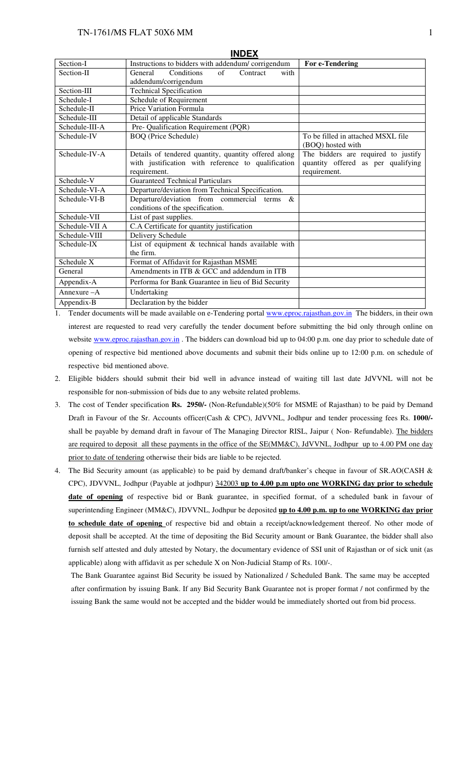## INDEX

| Section-I | Instructions to bidders with addendum/ corrigendum | **For e-Tendering** |
|---|---|---|
| Section-II | General Conditions of Contract with addendum/corrigendum | |
| Section-III | Technical Specification | |
| Schedule-I | Schedule of Requirement | |
| Schedule-II | Price Variation Formula | |
| Schedule-III | Detail of applicable Standards | |
| Schedule-III-A | Pre- Qualification Requirement (PQR) | |
| Schedule-IV | BOQ (Price Schedule) | To be filled in attached MSXL file (BOQ) hosted with |
| Schedule-IV-A | Details of tendered quantity, quantity offered along with justification with reference to qualification requirement. | The bidders are required to justify quantity offered as per qualifying requirement. |
| Schedule-V | Guaranteed Technical Particulars | |
| Schedule-VI-A | Departure/deviation from Technical Specification. | |
| Schedule-VI-B | Departure/deviation from commercial terms & conditions of the specification. | |
| Schedule-VII | List of past supplies. | |
| Schedule-VII A | C.A Certificate for quantity justification | |
| Schedule-VIII | Delivery Schedule | |
| Schedule-IX | List of equipment & technical hands available with the firm. | |
| Schedule X | Format of Affidavit for Rajasthan MSME | |
| General | Amendments in ITB & GCC and addendum in ITB | |
| Appendix-A | Performa for Bank Guarantee in lieu of Bid Security | |
| Annexure –A | Undertaking | |
| Appendix-B | Declaration by the bidder | |

1. Tender documents will be made available on e-Tendering portal www.eproc.rajasthan.gov.in The bidders, in their own interest are requested to read very carefully the tender document before submitting the bid only through online on website www.eproc.rajasthan.gov.in . The bidders can download bid up to 04:00 p.m. one day prior to schedule date of opening of respective bid mentioned above documents and submit their bids online up to 12:00 p.m. on schedule of respective bid mentioned above.
2. Eligible bidders should submit their bid well in advance instead of waiting till last date JdVVNL will not be responsible for non-submission of bids due to any website related problems.
3. The cost of Tender specification **Rs. 2950/-** (Non-Refundable)(50% for MSME of Rajasthan) to be paid by Demand Draft in Favour of the Sr. Accounts officer(Cash & CPC), JdVVNL, Jodhpur and tender processing fees Rs. **1000/-** shall be payable by demand draft in favour of The Managing Director RISL, Jaipur ( Non- Refundable). The bidders are required to deposit all these payments in the office of the SE(MM&C), JdVVNL, Jodhpur up to 4.00 PM one day prior to date of tendering otherwise their bids are liable to be rejected.
4. The Bid Security amount (as applicable) to be paid by demand draft/banker's cheque in favour of SR.AO(CASH & CPC), JDVVNL, Jodhpur (Payable at jodhpur) 342003 **up to 4.00 p.m upto one WORKING day prior to schedule date of opening** of respective bid or Bank guarantee, in specified format, of a scheduled bank in favour of superintending Engineer (MM&C), JDVVNL, Jodhpur be deposited **up to 4.00 p.m. up to one WORKING day prior to schedule date of opening** of respective bid and obtain a receipt/acknowledgement thereof. No other mode of deposit shall be accepted. At the time of depositing the Bid Security amount or Bank Guarantee, the bidder shall also furnish self attested and duly attested by Notary, the documentary evidence of SSI unit of Rajasthan or of sick unit (as applicable) along with affidavit as per schedule X on Non-Judicial Stamp of Rs. 100/-.

   The Bank Guarantee against Bid Security be issued by Nationalized / Scheduled Bank. The same may be accepted after confirmation by issuing Bank. If any Bid Security Bank Guarantee not is proper format / not confirmed by the issuing Bank the same would not be accepted and the bidder would be immediately shorted out from bid process.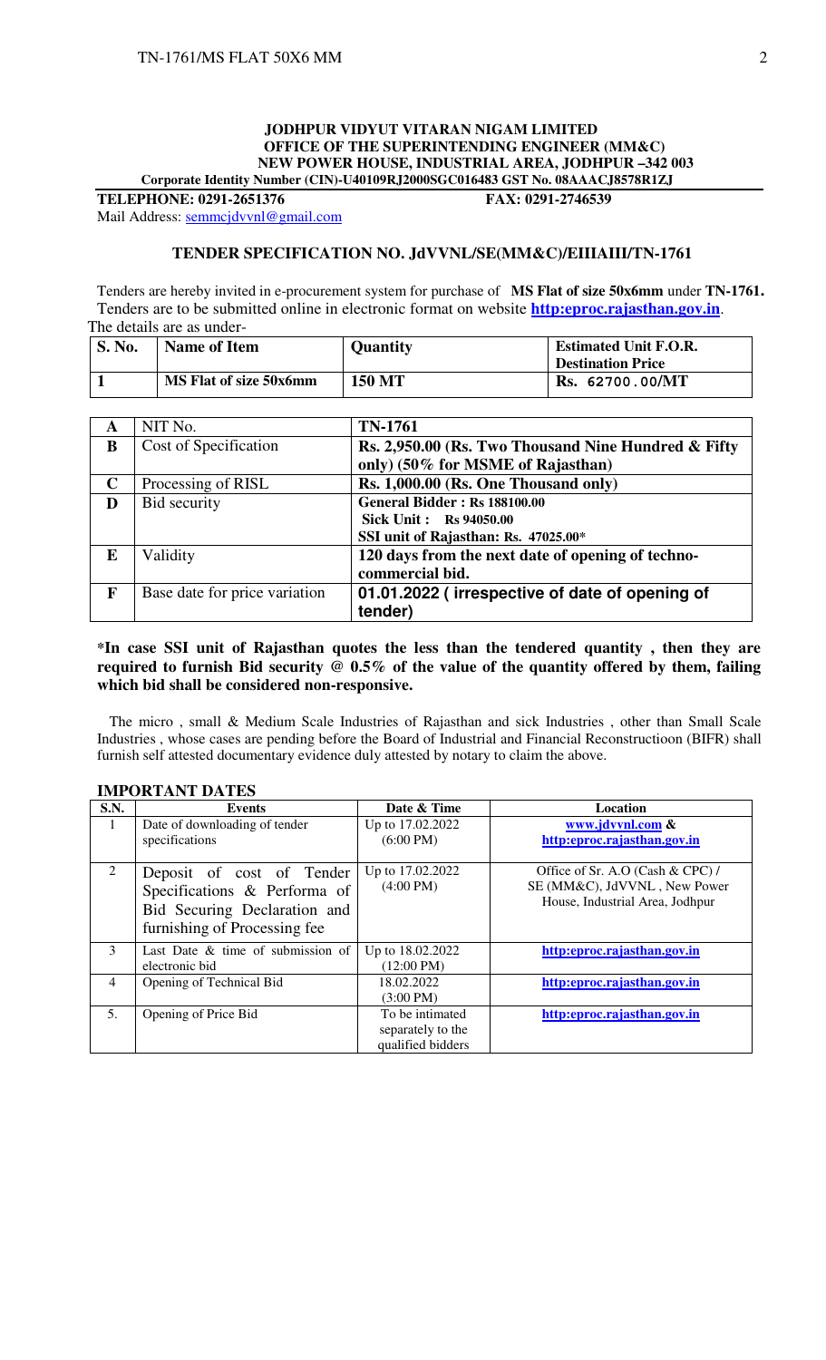**JODHPUR VIDYUT VITARAN NIGAM LIMITED**
**OFFICE OF THE SUPERINTENDING ENGINEER (MM&C)**
**NEW POWER HOUSE, INDUSTRIAL AREA, JODHPUR –342 003**
**Corporate Identity Number (CIN)-U40109RJ2000SGC016483 GST No. 08AAACJ8578R1ZJ**

**TELEPHONE: 0291-2651376** **FAX: 0291-2746539**

Mail Address: semmcjdvvnl@gmail.com

## TENDER SPECIFICATION NO. JdVVNL/SE(MM&C)/EIIIAIII/TN-1761

Tenders are hereby invited in e-procurement system for purchase of **MS Flat of size 50x6mm** under **TN-1761.** Tenders are to be submitted online in electronic format on website **http:eproc.rajasthan.gov.in**.

The details are as under-

| S. No. | Name of Item | Quantity | Estimated Unit F.O.R. Destination Price |
|---|---|---|---|
| 1 | MS Flat of size 50x6mm | 150 MT | Rs. 62700.00/MT |

| | | |
|---|---|---|
| A | NIT No. | TN-1761 |
| B | Cost of Specification | Rs. 2,950.00 (Rs. Two Thousand Nine Hundred & Fifty only) (50% for MSME of Rajasthan) |
| C | Processing of RISL | Rs. 1,000.00 (Rs. One Thousand only) |
| D | Bid security | General Bidder : Rs 188100.00<br>Sick Unit : Rs 94050.00<br>SSI unit of Rajasthan: Rs. 47025.00* |
| E | Validity | 120 days from the next date of opening of techno-commercial bid. |
| F | Base date for price variation | 01.01.2022 ( irrespective of date of opening of tender) |

**\*In case SSI unit of Rajasthan quotes the less than the tendered quantity , then they are required to furnish Bid security @ 0.5% of the value of the quantity offered by them, failing which bid shall be considered non-responsive.**

The micro , small & Medium Scale Industries of Rajasthan and sick Industries , other than Small Scale Industries , whose cases are pending before the Board of Industrial and Financial Reconstructioon (BIFR) shall furnish self attested documentary evidence duly attested by notary to claim the above.

### IMPORTANT DATES

| S.N. | Events | Date & Time | Location |
|---|---|---|---|
| 1 | Date of downloading of tender specifications | Up to 17.02.2022 (6:00 PM) | www.jdvvnl.com & http:eproc.rajasthan.gov.in |
| 2 | Deposit of cost of Tender Specifications & Performa of Bid Securing Declaration and furnishing of Processing fee | Up to 17.02.2022 (4:00 PM) | Office of Sr. A.O (Cash & CPC) / SE (MM&C), JdVVNL , New Power House, Industrial Area, Jodhpur |
| 3 | Last Date & time of submission of electronic bid | Up to 18.02.2022 (12:00 PM) | http:eproc.rajasthan.gov.in |
| 4 | Opening of Technical Bid | 18.02.2022 (3:00 PM) | http:eproc.rajasthan.gov.in |
| 5. | Opening of Price Bid | To be intimated separately to the qualified bidders | http:eproc.rajasthan.gov.in |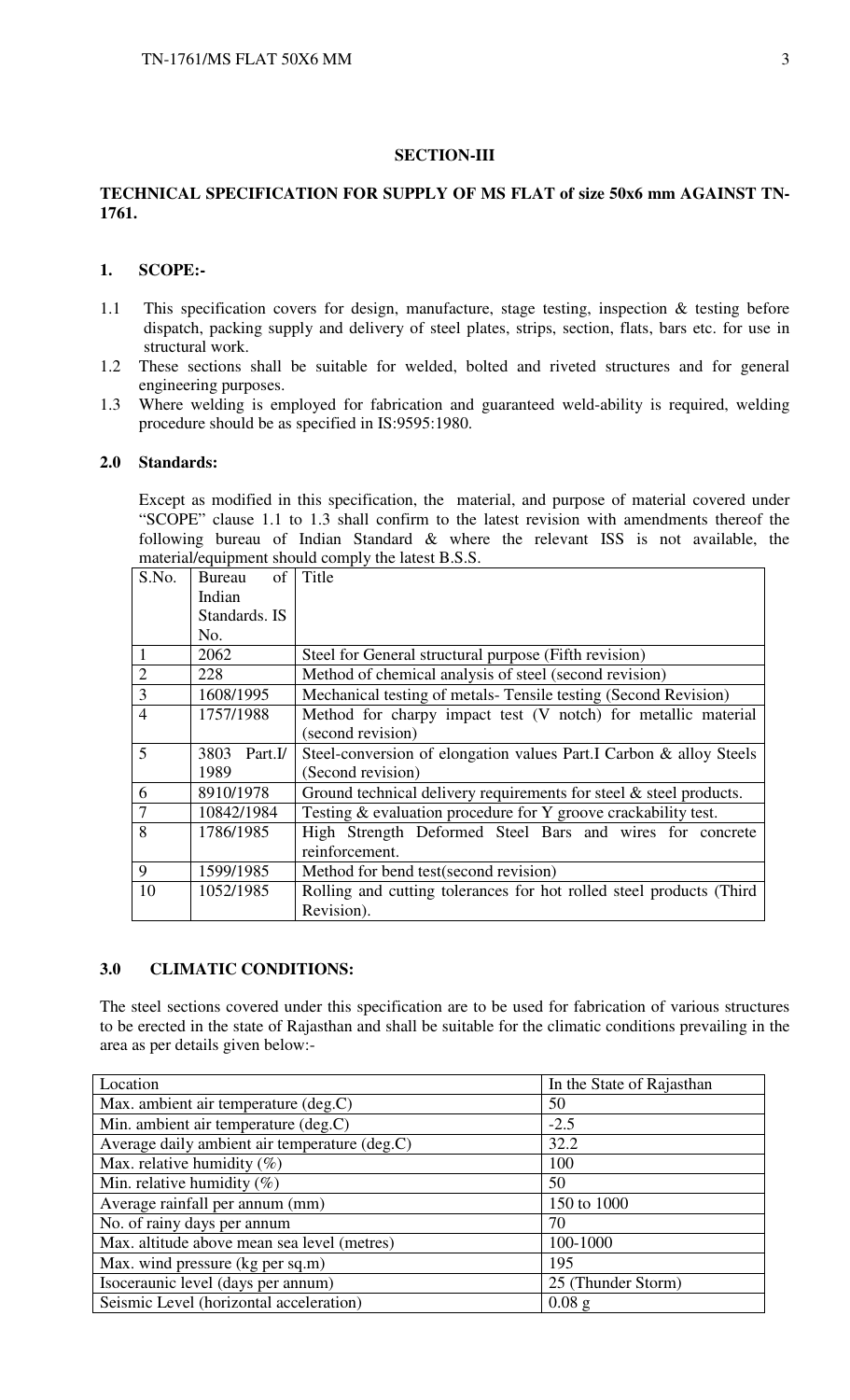## SECTION-III

**TECHNICAL SPECIFICATION FOR SUPPLY OF MS FLAT of size 50x6 mm AGAINST TN-1761.**

### 1. SCOPE:-

1.1 This specification covers for design, manufacture, stage testing, inspection & testing before dispatch, packing supply and delivery of steel plates, strips, section, flats, bars etc. for use in structural work.

1.2 These sections shall be suitable for welded, bolted and riveted structures and for general engineering purposes.

1.3 Where welding is employed for fabrication and guaranteed weld-ability is required, welding procedure should be as specified in IS:9595:1980.

### 2.0 Standards:

Except as modified in this specification, the material, and purpose of material covered under "SCOPE" clause 1.1 to 1.3 shall confirm to the latest revision with amendments thereof the following bureau of Indian Standard & where the relevant ISS is not available, the material/equipment should comply the latest B.S.S.

| S.No. | Bureau of Indian Standards. IS No. | Title |
|---|---|---|
| 1 | 2062 | Steel for General structural purpose (Fifth revision) |
| 2 | 228 | Method of chemical analysis of steel (second revision) |
| 3 | 1608/1995 | Mechanical testing of metals- Tensile testing (Second Revision) |
| 4 | 1757/1988 | Method for charpy impact test (V notch) for metallic material (second revision) |
| 5 | 3803 Part.I/ 1989 | Steel-conversion of elongation values Part.I Carbon & alloy Steels (Second revision) |
| 6 | 8910/1978 | Ground technical delivery requirements for steel & steel products. |
| 7 | 10842/1984 | Testing & evaluation procedure for Y groove crackability test. |
| 8 | 1786/1985 | High Strength Deformed Steel Bars and wires for concrete reinforcement. |
| 9 | 1599/1985 | Method for bend test(second revision) |
| 10 | 1052/1985 | Rolling and cutting tolerances for hot rolled steel products (Third Revision). |

### 3.0 CLIMATIC CONDITIONS:

The steel sections covered under this specification are to be used for fabrication of various structures to be erected in the state of Rajasthan and shall be suitable for the climatic conditions prevailing in the area as per details given below:-

| Location | In the State of Rajasthan |
|---|---|
| Max. ambient air temperature (deg.C) | 50 |
| Min. ambient air temperature (deg.C) | -2.5 |
| Average daily ambient air temperature (deg.C) | 32.2 |
| Max. relative humidity (%) | 100 |
| Min. relative humidity (%) | 50 |
| Average rainfall per annum (mm) | 150 to 1000 |
| No. of rainy days per annum | 70 |
| Max. altitude above mean sea level (metres) | 100-1000 |
| Max. wind pressure (kg per sq.m) | 195 |
| Isoceraunic level (days per annum) | 25 (Thunder Storm) |
| Seismic Level (horizontal acceleration) | 0.08 g |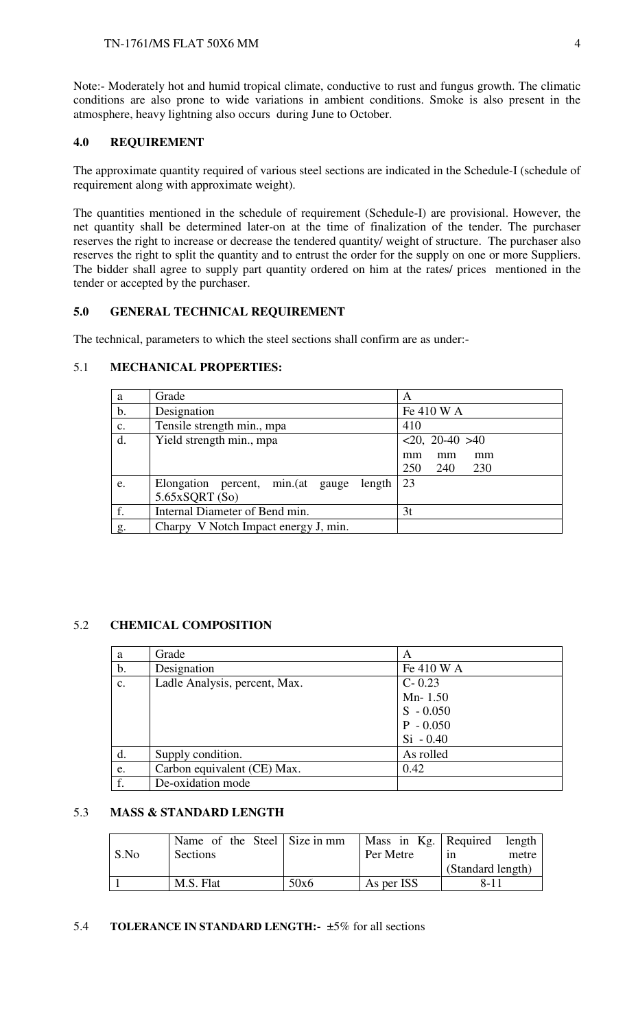Note:- Moderately hot and humid tropical climate, conductive to rust and fungus growth. The climatic conditions are also prone to wide variations in ambient conditions. Smoke is also present in the atmosphere, heavy lightning also occurs during June to October.

## 4.0 REQUIREMENT

The approximate quantity required of various steel sections are indicated in the Schedule-I (schedule of requirement along with approximate weight).

The quantities mentioned in the schedule of requirement (Schedule-I) are provisional. However, the net quantity shall be determined later-on at the time of finalization of the tender. The purchaser reserves the right to increase or decrease the tendered quantity/ weight of structure. The purchaser also reserves the right to split the quantity and to entrust the order for the supply on one or more Suppliers. The bidder shall agree to supply part quantity ordered on him at the rates/ prices mentioned in the tender or accepted by the purchaser.

## 5.0 GENERAL TECHNICAL REQUIREMENT

The technical, parameters to which the steel sections shall confirm are as under:-

### 5.1 MECHANICAL PROPERTIES:

| | | |
|---|---|---|
| a | Grade | A |
| b. | Designation | Fe 410 W A |
| c. | Tensile strength min., mpa | 410 |
| d. | Yield strength min., mpa | <20, 20-40 >40<br>mm mm mm<br>250 240 230 |
| e. | Elongation percent, min.(at gauge length 5.65xSQRT (So) | 23 |
| f. | Internal Diameter of Bend min. | 3t |
| g. | Charpy V Notch Impact energy J, min. | |

### 5.2 CHEMICAL COMPOSITION

| | | |
|---|---|---|
| a | Grade | A |
| b. | Designation | Fe 410 W A |
| c. | Ladle Analysis, percent, Max. | C- 0.23<br>Mn- 1.50<br>S - 0.050<br>P - 0.050<br>Si - 0.40 |
| d. | Supply condition. | As rolled |
| e. | Carbon equivalent (CE) Max. | 0.42 |
| f. | De-oxidation mode | |

### 5.3 MASS & STANDARD LENGTH

| S.No | Name of the Steel Sections | Size in mm | Mass in Kg. Per Metre | Required length in metre (Standard length) |
|---|---|---|---|---|
| 1 | M.S. Flat | 50x6 | As per ISS | 8-11 |

### 5.4 TOLERANCE IN STANDARD LENGTH:- ±5% for all sections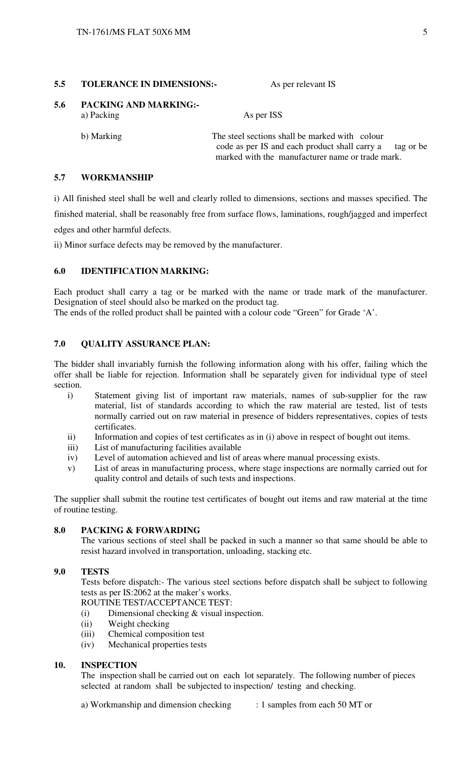**5.5 TOLERANCE IN DIMENSIONS:-** As per relevant IS

**5.6 PACKING AND MARKING:-**

a) Packing As per ISS

b) Marking The steel sections shall be marked with colour code as per IS and each product shall carry a tag or be marked with the manufacturer name or trade mark.

**5.7 WORKMANSHIP**

i) All finished steel shall be well and clearly rolled to dimensions, sections and masses specified. The finished material, shall be reasonably free from surface flows, laminations, rough/jagged and imperfect edges and other harmful defects.

ii) Minor surface defects may be removed by the manufacturer.

## 6.0 IDENTIFICATION MARKING:

Each product shall carry a tag or be marked with the name or trade mark of the manufacturer. Designation of steel should also be marked on the product tag.

The ends of the rolled product shall be painted with a colour code "Green" for Grade 'A'.

## 7.0 QUALITY ASSURANCE PLAN:

The bidder shall invariably furnish the following information along with his offer, failing which the offer shall be liable for rejection. Information shall be separately given for individual type of steel section.

i) Statement giving list of important raw materials, names of sub-supplier for the raw material, list of standards according to which the raw material are tested, list of tests normally carried out on raw material in presence of bidders representatives, copies of tests certificates.

ii) Information and copies of test certificates as in (i) above in respect of bought out items.

iii) List of manufacturing facilities available

iv) Level of automation achieved and list of areas where manual processing exists.

v) List of areas in manufacturing process, where stage inspections are normally carried out for quality control and details of such tests and inspections.

The supplier shall submit the routine test certificates of bought out items and raw material at the time of routine testing.

## 8.0 PACKING & FORWARDING

The various sections of steel shall be packed in such a manner so that same should be able to resist hazard involved in transportation, unloading, stacking etc.

## 9.0 TESTS

Tests before dispatch:- The various steel sections before dispatch shall be subject to following tests as per IS:2062 at the maker's works.

ROUTINE TEST/ACCEPTANCE TEST:

(i) Dimensional checking & visual inspection.

(ii) Weight checking

(iii) Chemical composition test

(iv) Mechanical properties tests

## 10. INSPECTION

The inspection shall be carried out on each lot separately. The following number of pieces selected at random shall be subjected to inspection/ testing and checking.

a) Workmanship and dimension checking : 1 samples from each 50 MT or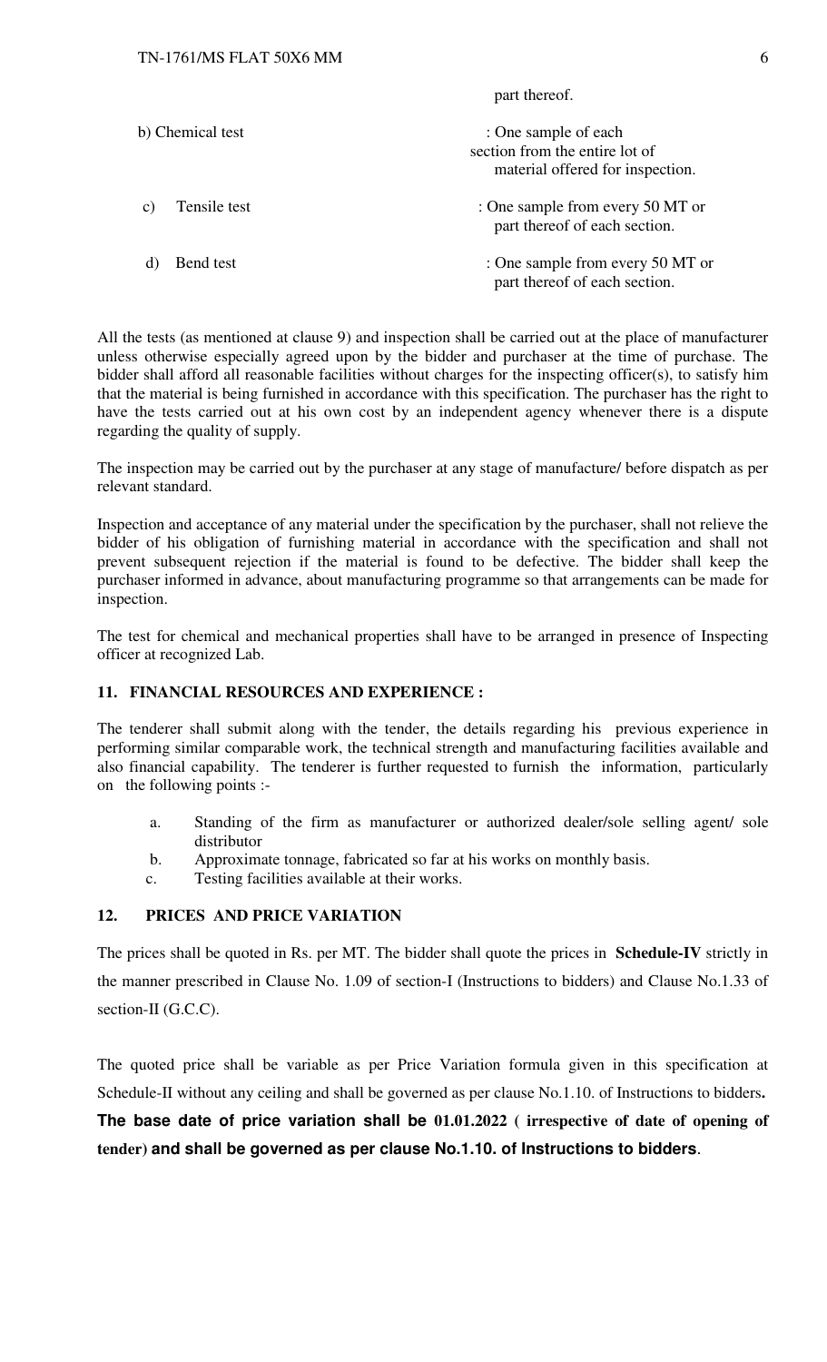part thereof.

b) Chemical test : One sample of each section from the entire lot of material offered for inspection.

c) Tensile test : One sample from every 50 MT or part thereof of each section.

d) Bend test : One sample from every 50 MT or part thereof of each section.

All the tests (as mentioned at clause 9) and inspection shall be carried out at the place of manufacturer unless otherwise especially agreed upon by the bidder and purchaser at the time of purchase. The bidder shall afford all reasonable facilities without charges for the inspecting officer(s), to satisfy him that the material is being furnished in accordance with this specification. The purchaser has the right to have the tests carried out at his own cost by an independent agency whenever there is a dispute regarding the quality of supply.

The inspection may be carried out by the purchaser at any stage of manufacture/ before dispatch as per relevant standard.

Inspection and acceptance of any material under the specification by the purchaser, shall not relieve the bidder of his obligation of furnishing material in accordance with the specification and shall not prevent subsequent rejection if the material is found to be defective. The bidder shall keep the purchaser informed in advance, about manufacturing programme so that arrangements can be made for inspection.

The test for chemical and mechanical properties shall have to be arranged in presence of Inspecting officer at recognized Lab.

## 11. FINANCIAL RESOURCES AND EXPERIENCE :

The tenderer shall submit along with the tender, the details regarding his previous experience in performing similar comparable work, the technical strength and manufacturing facilities available and also financial capability. The tenderer is further requested to furnish the information, particularly on the following points :-

a. Standing of the firm as manufacturer or authorized dealer/sole selling agent/ sole distributor
b. Approximate tonnage, fabricated so far at his works on monthly basis.
c. Testing facilities available at their works.

## 12. PRICES AND PRICE VARIATION

The prices shall be quoted in Rs. per MT. The bidder shall quote the prices in **Schedule-IV** strictly in the manner prescribed in Clause No. 1.09 of section-I (Instructions to bidders) and Clause No.1.33 of section-II (G.C.C).

The quoted price shall be variable as per Price Variation formula given in this specification at Schedule-II without any ceiling and shall be governed as per clause No.1.10. of Instructions to bidders**.**

**The base date of price variation shall be 01.01.2022 ( irrespective of date of opening of tender) and shall be governed as per clause No.1.10. of Instructions to bidders**.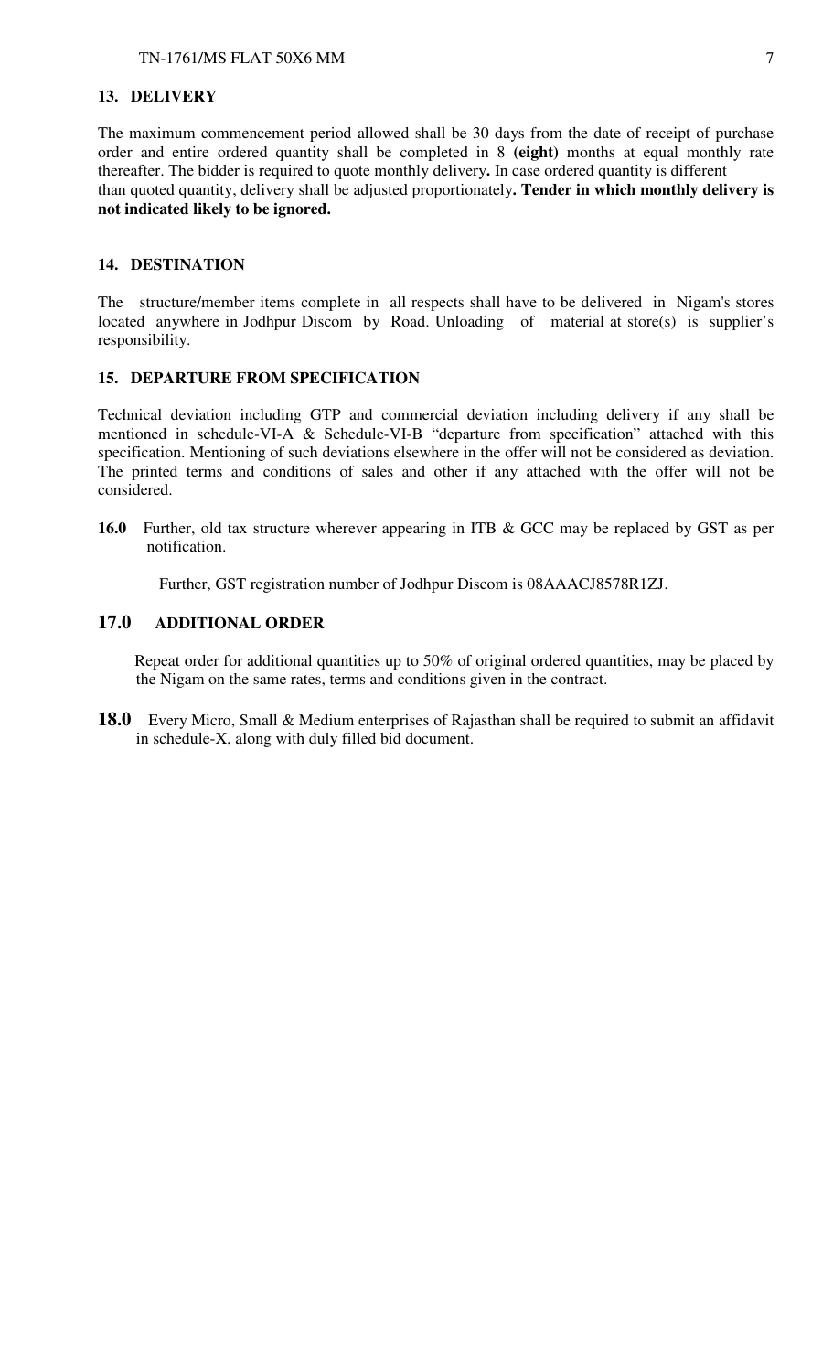## 13. DELIVERY

The maximum commencement period allowed shall be 30 days from the date of receipt of purchase order and entire ordered quantity shall be completed in 8 **(eight)** months at equal monthly rate thereafter. The bidder is required to quote monthly delivery**.** In case ordered quantity is different than quoted quantity, delivery shall be adjusted proportionately**. Tender in which monthly delivery is not indicated likely to be ignored.**

## 14. DESTINATION

The structure/member items complete in all respects shall have to be delivered in Nigam's stores located anywhere in Jodhpur Discom by Road. Unloading of material at store(s) is supplier's responsibility.

## 15. DEPARTURE FROM SPECIFICATION

Technical deviation including GTP and commercial deviation including delivery if any shall be mentioned in schedule-VI-A & Schedule-VI-B "departure from specification" attached with this specification. Mentioning of such deviations elsewhere in the offer will not be considered as deviation. The printed terms and conditions of sales and other if any attached with the offer will not be considered.

**16.0** Further, old tax structure wherever appearing in ITB & GCC may be replaced by GST as per notification.

Further, GST registration number of Jodhpur Discom is 08AAACJ8578R1ZJ.

## 17.0 ADDITIONAL ORDER

Repeat order for additional quantities up to 50% of original ordered quantities, may be placed by the Nigam on the same rates, terms and conditions given in the contract.

**18.0** Every Micro, Small & Medium enterprises of Rajasthan shall be required to submit an affidavit in schedule-X, along with duly filled bid document.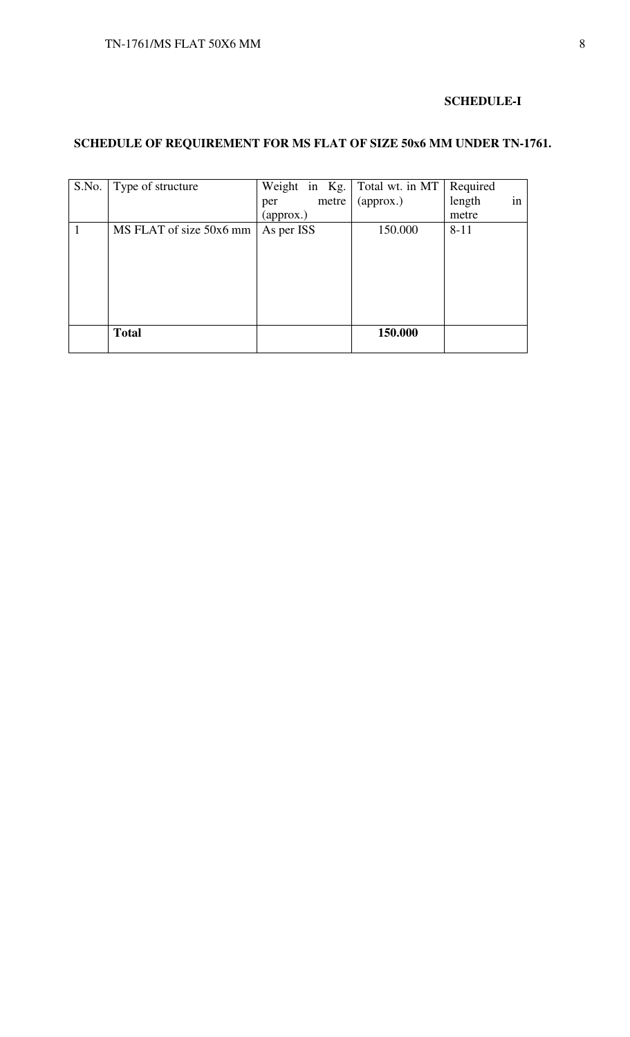**SCHEDULE-I**

**SCHEDULE OF REQUIREMENT FOR MS FLAT OF SIZE 50x6 MM UNDER TN-1761.**

| S.No. | Type of structure | Weight in Kg. per metre (approx.) | Total wt. in MT (approx.) | Required length in metre |
|---|---|---|---|---|
| 1 | MS FLAT of size 50x6 mm | As per ISS | 150.000 | 8-11 |
| | **Total** | | **150.000** | |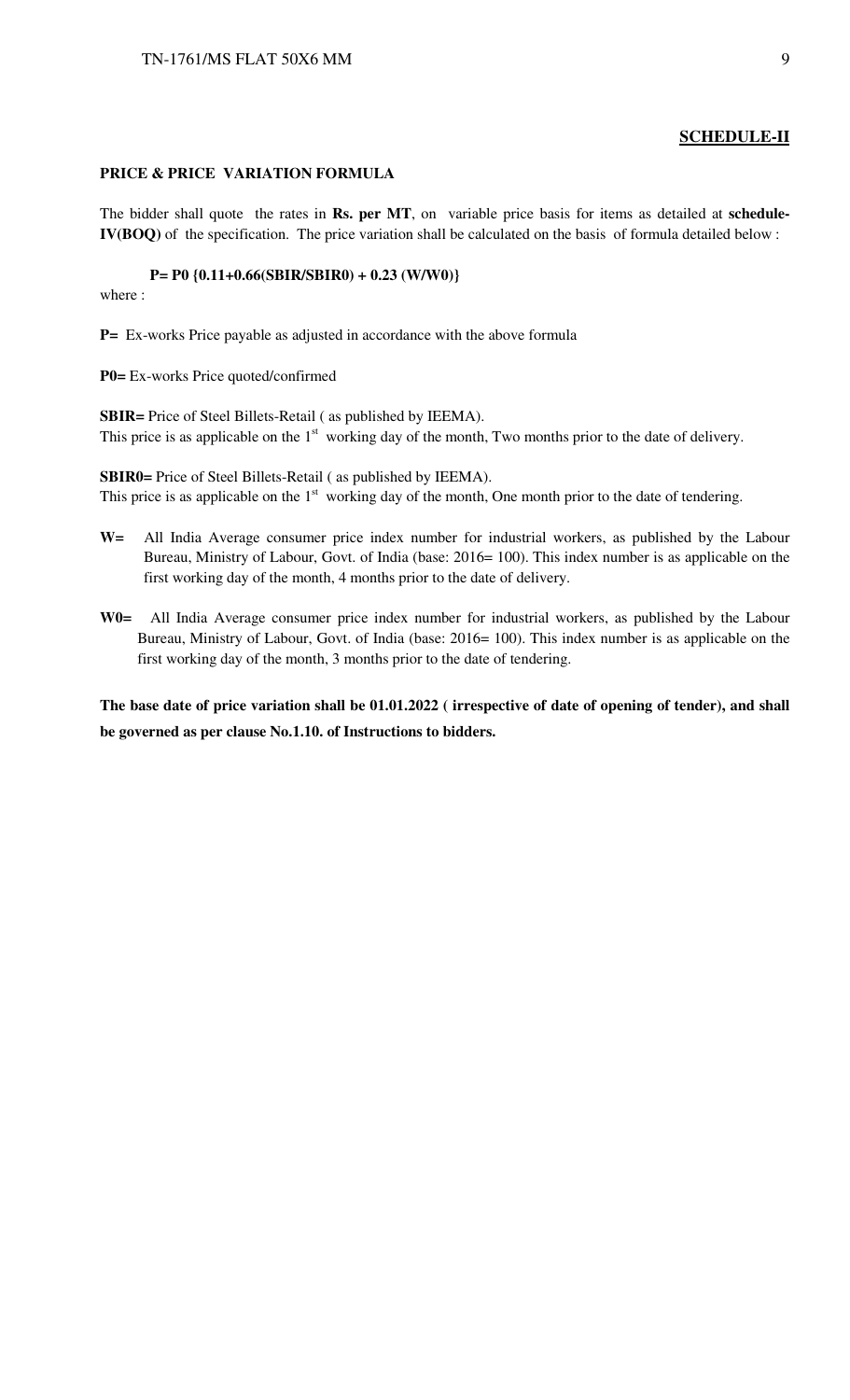## SCHEDULE-II

**PRICE & PRICE VARIATION FORMULA**

The bidder shall quote the rates in **Rs. per MT**, on variable price basis for items as detailed at **schedule-IV(BOQ)** of the specification. The price variation shall be calculated on the basis of formula detailed below :

$$P = P0 \{0.11 + 0.66(SBIR/SBIR0) + 0.23\ (W/W0)\}$$

where :

**P=** Ex-works Price payable as adjusted in accordance with the above formula

**P0=** Ex-works Price quoted/confirmed

**SBIR=** Price of Steel Billets-Retail ( as published by IEEMA).
This price is as applicable on the 1st working day of the month, Two months prior to the date of delivery.

**SBIR0=** Price of Steel Billets-Retail ( as published by IEEMA).
This price is as applicable on the 1st working day of the month, One month prior to the date of tendering.

**W=** All India Average consumer price index number for industrial workers, as published by the Labour Bureau, Ministry of Labour, Govt. of India (base: 2016= 100). This index number is as applicable on the first working day of the month, 4 months prior to the date of delivery.

**W0=** All India Average consumer price index number for industrial workers, as published by the Labour Bureau, Ministry of Labour, Govt. of India (base: 2016= 100). This index number is as applicable on the first working day of the month, 3 months prior to the date of tendering.

**The base date of price variation shall be 01.01.2022 ( irrespective of date of opening of tender), and shall be governed as per clause No.1.10. of Instructions to bidders.**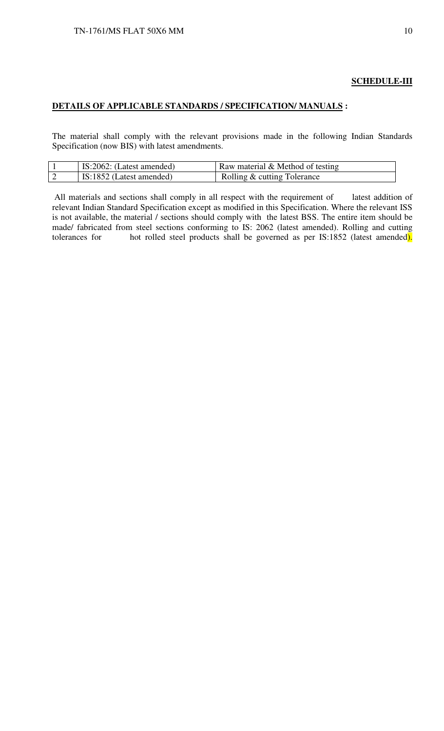**SCHEDULE-III**

**DETAILS OF APPLICABLE STANDARDS / SPECIFICATION/ MANUALS :**

The material shall comply with the relevant provisions made in the following Indian Standards Specification (now BIS) with latest amendments.

| | | |
|---|---|---|
| 1 | IS:2062: (Latest amended) | Raw material & Method of testing |
| 2 | IS:1852 (Latest amended) | Rolling & cutting Tolerance |

All materials and sections shall comply in all respect with the requirement of latest addition of relevant Indian Standard Specification except as modified in this Specification. Where the relevant ISS is not available, the material / sections should comply with the latest BSS. The entire item should be made/ fabricated from steel sections conforming to IS: 2062 (latest amended). Rolling and cutting tolerances for hot rolled steel products shall be governed as per IS:1852 (latest amended).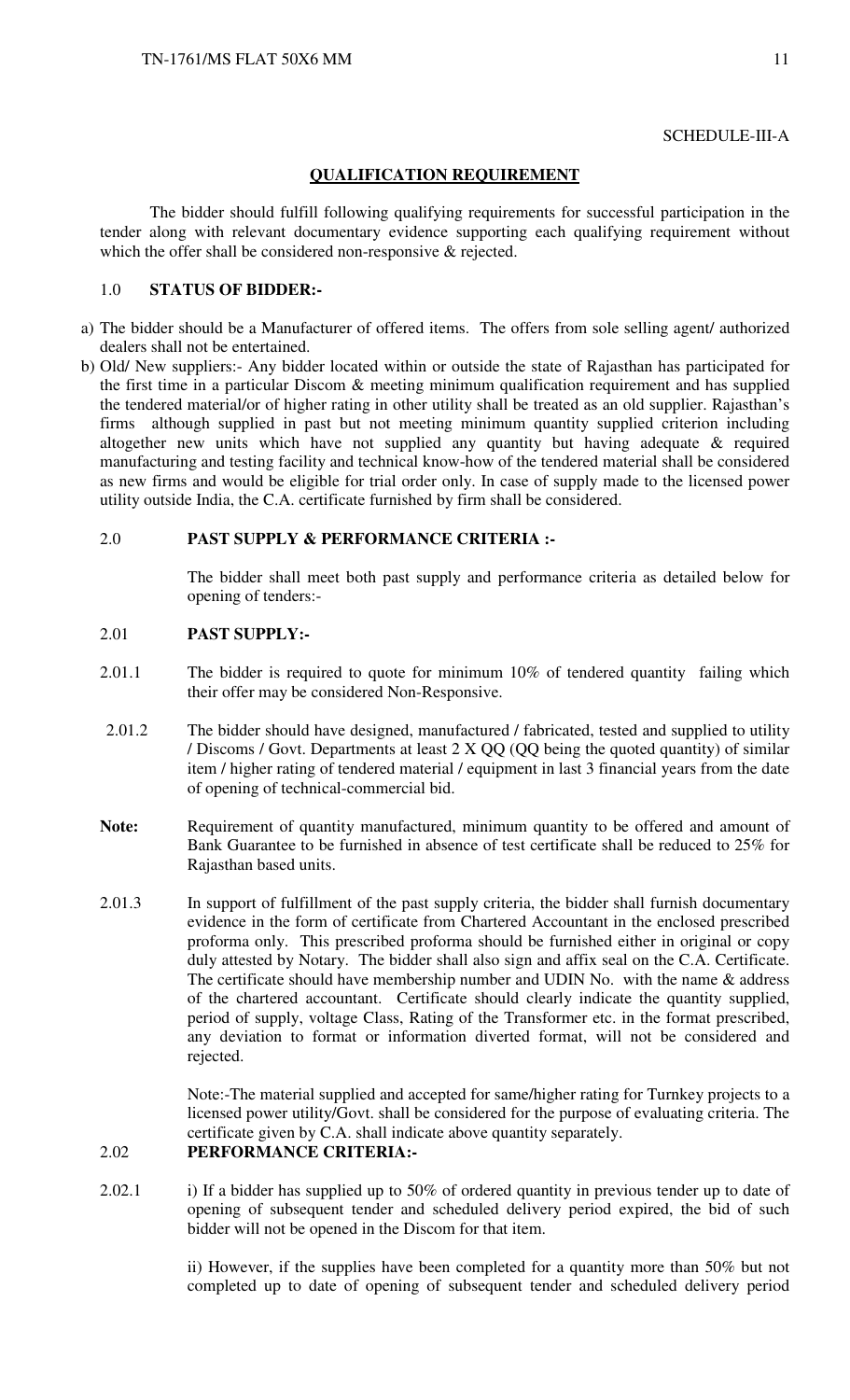SCHEDULE-III-A

## QUALIFICATION REQUIREMENT

The bidder should fulfill following qualifying requirements for successful participation in the tender along with relevant documentary evidence supporting each qualifying requirement without which the offer shall be considered non-responsive & rejected.

### 1.0 STATUS OF BIDDER:-

a) The bidder should be a Manufacturer of offered items. The offers from sole selling agent/ authorized dealers shall not be entertained.

b) Old/ New suppliers:- Any bidder located within or outside the state of Rajasthan has participated for the first time in a particular Discom & meeting minimum qualification requirement and has supplied the tendered material/or of higher rating in other utility shall be treated as an old supplier. Rajasthan's firms although supplied in past but not meeting minimum quantity supplied criterion including altogether new units which have not supplied any quantity but having adequate & required manufacturing and testing facility and technical know-how of the tendered material shall be considered as new firms and would be eligible for trial order only. In case of supply made to the licensed power utility outside India, the C.A. certificate furnished by firm shall be considered.

### 2.0 PAST SUPPLY & PERFORMANCE CRITERIA :-

The bidder shall meet both past supply and performance criteria as detailed below for opening of tenders:-

### 2.01 PAST SUPPLY:-

2.01.1 The bidder is required to quote for minimum 10% of tendered quantity failing which their offer may be considered Non-Responsive.

2.01.2 The bidder should have designed, manufactured / fabricated, tested and supplied to utility / Discoms / Govt. Departments at least 2 X QQ (QQ being the quoted quantity) of similar item / higher rating of tendered material / equipment in last 3 financial years from the date of opening of technical-commercial bid.

**Note:** Requirement of quantity manufactured, minimum quantity to be offered and amount of Bank Guarantee to be furnished in absence of test certificate shall be reduced to 25% for Rajasthan based units.

2.01.3 In support of fulfillment of the past supply criteria, the bidder shall furnish documentary evidence in the form of certificate from Chartered Accountant in the enclosed prescribed proforma only. This prescribed proforma should be furnished either in original or copy duly attested by Notary. The bidder shall also sign and affix seal on the C.A. Certificate. The certificate should have membership number and UDIN No. with the name & address of the chartered accountant. Certificate should clearly indicate the quantity supplied, period of supply, voltage Class, Rating of the Transformer etc. in the format prescribed, any deviation to format or information diverted format, will not be considered and rejected.

Note:-The material supplied and accepted for same/higher rating for Turnkey projects to a licensed power utility/Govt. shall be considered for the purpose of evaluating criteria. The certificate given by C.A. shall indicate above quantity separately.

### 2.02 PERFORMANCE CRITERIA:-

2.02.1 i) If a bidder has supplied up to 50% of ordered quantity in previous tender up to date of opening of subsequent tender and scheduled delivery period expired, the bid of such bidder will not be opened in the Discom for that item.

ii) However, if the supplies have been completed for a quantity more than 50% but not completed up to date of opening of subsequent tender and scheduled delivery period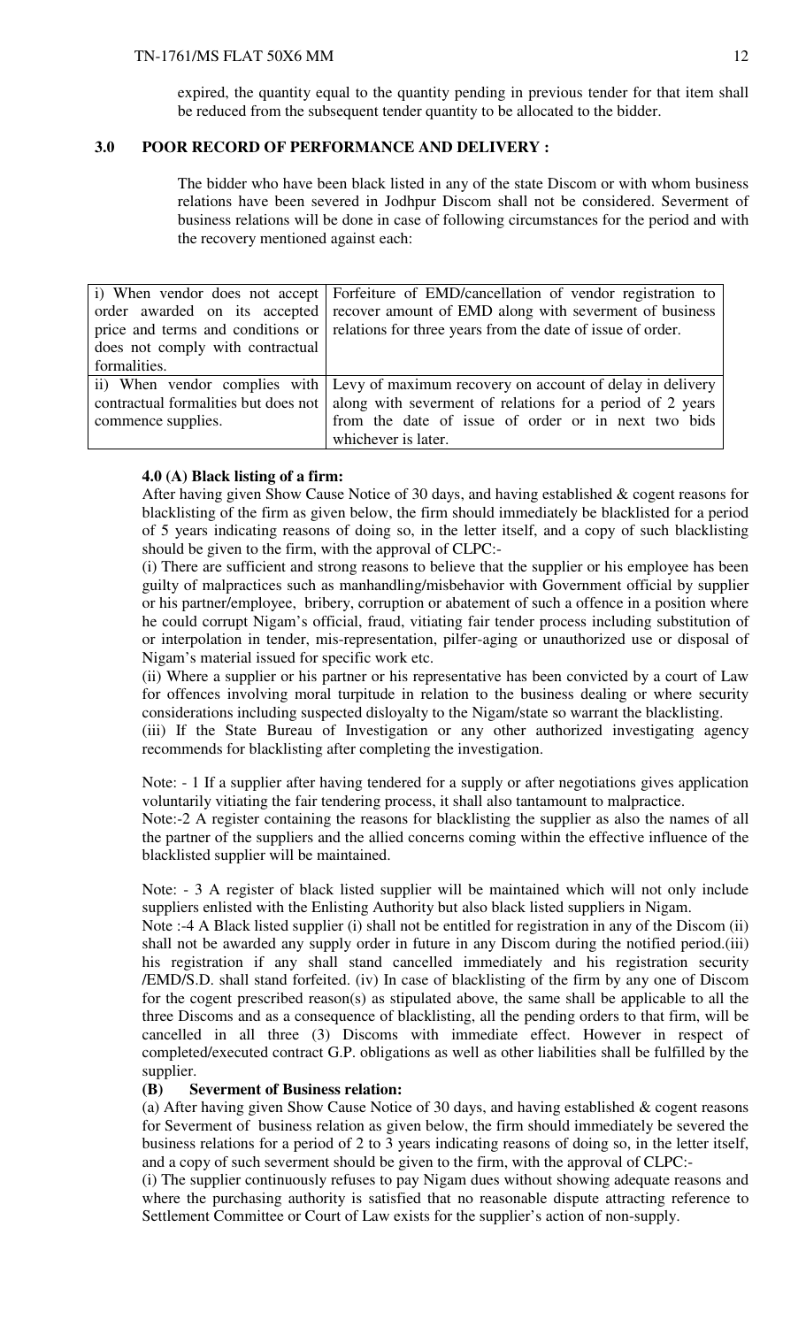expired, the quantity equal to the quantity pending in previous tender for that item shall be reduced from the subsequent tender quantity to be allocated to the bidder.

## 3.0 POOR RECORD OF PERFORMANCE AND DELIVERY :

The bidder who have been black listed in any of the state Discom or with whom business relations have been severed in Jodhpur Discom shall not be considered. Severment of business relations will be done in case of following circumstances for the period and with the recovery mentioned against each:

| | |
|---|---|
| i) When vendor does not accept order awarded on its accepted price and terms and conditions or does not comply with contractual formalities. | Forfeiture of EMD/cancellation of vendor registration to recover amount of EMD along with severment of business relations for three years from the date of issue of order. |
| ii) When vendor complies with contractual formalities but does not commence supplies. | Levy of maximum recovery on account of delay in delivery along with severment of relations for a period of 2 years from the date of issue of order or in next two bids whichever is later. |

**4.0 (A) Black listing of a firm:**

After having given Show Cause Notice of 30 days, and having established & cogent reasons for blacklisting of the firm as given below, the firm should immediately be blacklisted for a period of 5 years indicating reasons of doing so, in the letter itself, and a copy of such blacklisting should be given to the firm, with the approval of CLPC:-

(i) There are sufficient and strong reasons to believe that the supplier or his employee has been guilty of malpractices such as manhandling/misbehavior with Government official by supplier or his partner/employee, bribery, corruption or abetement of such a offence in a position where he could corrupt Nigam's official, fraud, vitiating fair tender process including substitution of or interpolation in tender, mis-representation, pilfer-aging or unauthorized use or disposal of Nigam's material issued for specific work etc.

(ii) Where a supplier or his partner or his representative has been convicted by a court of Law for offences involving moral turpitude in relation to the business dealing or where security considerations including suspected disloyalty to the Nigam/state so warrant the blacklisting.

(iii) If the State Bureau of Investigation or any other authorized investigating agency recommends for blacklisting after completing the investigation.

Note: - 1 If a supplier after having tendered for a supply or after negotiations gives application voluntarily vitiating the fair tendering process, it shall also tantamount to malpractice.

Note:-2 A register containing the reasons for blacklisting the supplier as also the names of all the partner of the suppliers and the allied concerns coming within the effective influence of the blacklisted supplier will be maintained.

Note: - 3 A register of black listed supplier will be maintained which will not only include suppliers enlisted with the Enlisting Authority but also black listed suppliers in Nigam.

Note :-4 A Black listed supplier (i) shall not be entitled for registration in any of the Discom (ii) shall not be awarded any supply order in future in any Discom during the notified period.(iii) his registration if any shall stand cancelled immediately and his registration security /EMD/S.D. shall stand forfeited. (iv) In case of blacklisting of the firm by any one of Discom for the cogent prescribed reason(s) as stipulated above, the same shall be applicable to all the three Discoms and as a consequence of blacklisting, all the pending orders to that firm, will be cancelled in all three (3) Discoms with immediate effect. However in respect of completed/executed contract G.P. obligations as well as other liabilities shall be fulfilled by the supplier.

**(B) Severment of Business relation:**

(a) After having given Show Cause Notice of 30 days, and having established & cogent reasons for Severment of business relation as given below, the firm should immediately be severed the business relations for a period of 2 to 3 years indicating reasons of doing so, in the letter itself, and a copy of such severment should be given to the firm, with the approval of CLPC:-

(i) The supplier continuously refuses to pay Nigam dues without showing adequate reasons and where the purchasing authority is satisfied that no reasonable dispute attracting reference to Settlement Committee or Court of Law exists for the supplier's action of non-supply.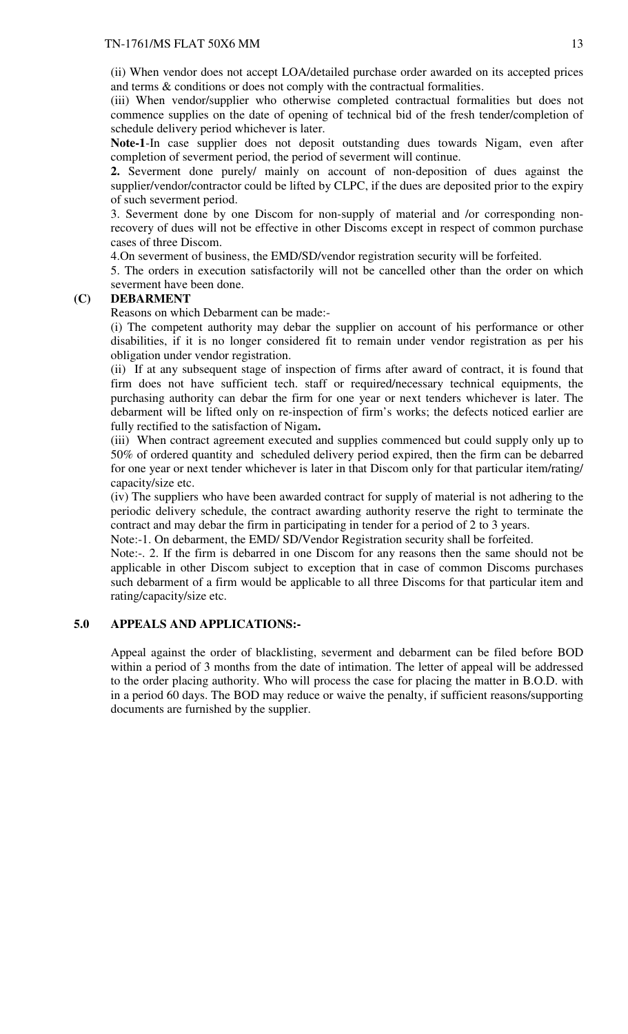(ii) When vendor does not accept LOA/detailed purchase order awarded on its accepted prices and terms & conditions or does not comply with the contractual formalities.

(iii) When vendor/supplier who otherwise completed contractual formalities but does not commence supplies on the date of opening of technical bid of the fresh tender/completion of schedule delivery period whichever is later.

**Note-1**-In case supplier does not deposit outstanding dues towards Nigam, even after completion of severment period, the period of severment will continue.

**2.** Severment done purely/ mainly on account of non-deposition of dues against the supplier/vendor/contractor could be lifted by CLPC, if the dues are deposited prior to the expiry of such severment period.

3. Severment done by one Discom for non-supply of material and /or corresponding non-recovery of dues will not be effective in other Discoms except in respect of common purchase cases of three Discom.

4.On severment of business, the EMD/SD/vendor registration security will be forfeited.

5. The orders in execution satisfactorily will not be cancelled other than the order on which severment have been done.

**(C) DEBARMENT**

Reasons on which Debarment can be made:-

(i) The competent authority may debar the supplier on account of his performance or other disabilities, if it is no longer considered fit to remain under vendor registration as per his obligation under vendor registration.

(ii) If at any subsequent stage of inspection of firms after award of contract, it is found that firm does not have sufficient tech. staff or required/necessary technical equipments, the purchasing authority can debar the firm for one year or next tenders whichever is later. The debarment will be lifted only on re-inspection of firm's works; the defects noticed earlier are fully rectified to the satisfaction of Nigam**.**

(iii) When contract agreement executed and supplies commenced but could supply only up to 50% of ordered quantity and scheduled delivery period expired, then the firm can be debarred for one year or next tender whichever is later in that Discom only for that particular item/rating/ capacity/size etc.

(iv) The suppliers who have been awarded contract for supply of material is not adhering to the periodic delivery schedule, the contract awarding authority reserve the right to terminate the contract and may debar the firm in participating in tender for a period of 2 to 3 years.

Note:-1. On debarment, the EMD/ SD/Vendor Registration security shall be forfeited.

Note:-. 2. If the firm is debarred in one Discom for any reasons then the same should not be applicable in other Discom subject to exception that in case of common Discoms purchases such debarment of a firm would be applicable to all three Discoms for that particular item and rating/capacity/size etc.

## 5.0 APPEALS AND APPLICATIONS:-

Appeal against the order of blacklisting, severment and debarment can be filed before BOD within a period of 3 months from the date of intimation. The letter of appeal will be addressed to the order placing authority. Who will process the case for placing the matter in B.O.D. with in a period 60 days. The BOD may reduce or waive the penalty, if sufficient reasons/supporting documents are furnished by the supplier.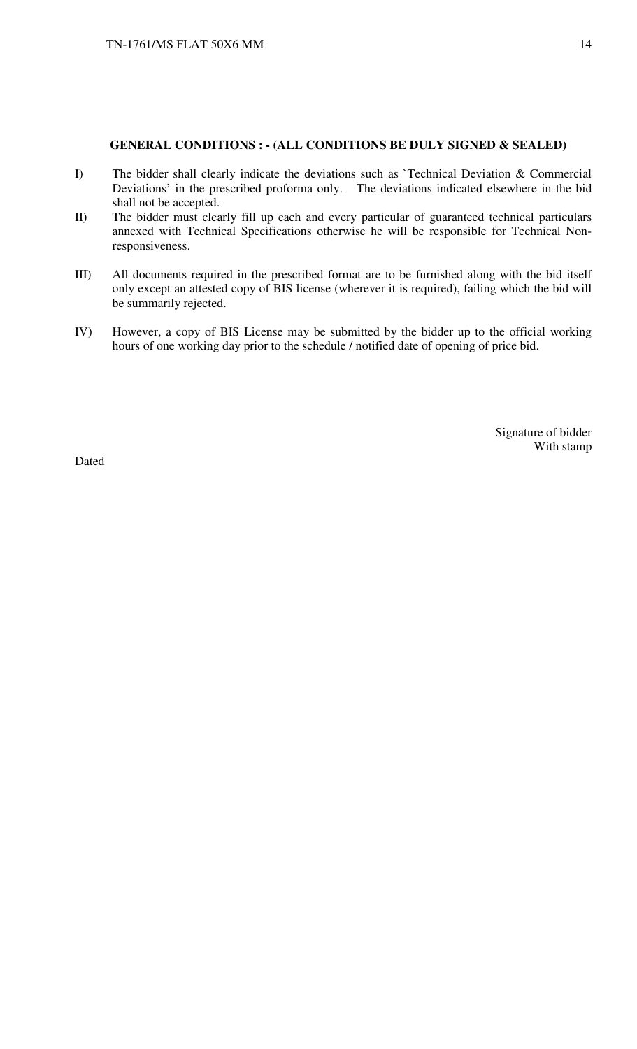**GENERAL CONDITIONS : - (ALL CONDITIONS BE DULY SIGNED & SEALED)**

I) The bidder shall clearly indicate the deviations such as `Technical Deviation & Commercial Deviations' in the prescribed proforma only. The deviations indicated elsewhere in the bid shall not be accepted.

II) The bidder must clearly fill up each and every particular of guaranteed technical particulars annexed with Technical Specifications otherwise he will be responsible for Technical Non-responsiveness.

III) All documents required in the prescribed format are to be furnished along with the bid itself only except an attested copy of BIS license (wherever it is required), failing which the bid will be summarily rejected.

IV) However, a copy of BIS License may be submitted by the bidder up to the official working hours of one working day prior to the schedule / notified date of opening of price bid.

Signature of bidder
With stamp

Dated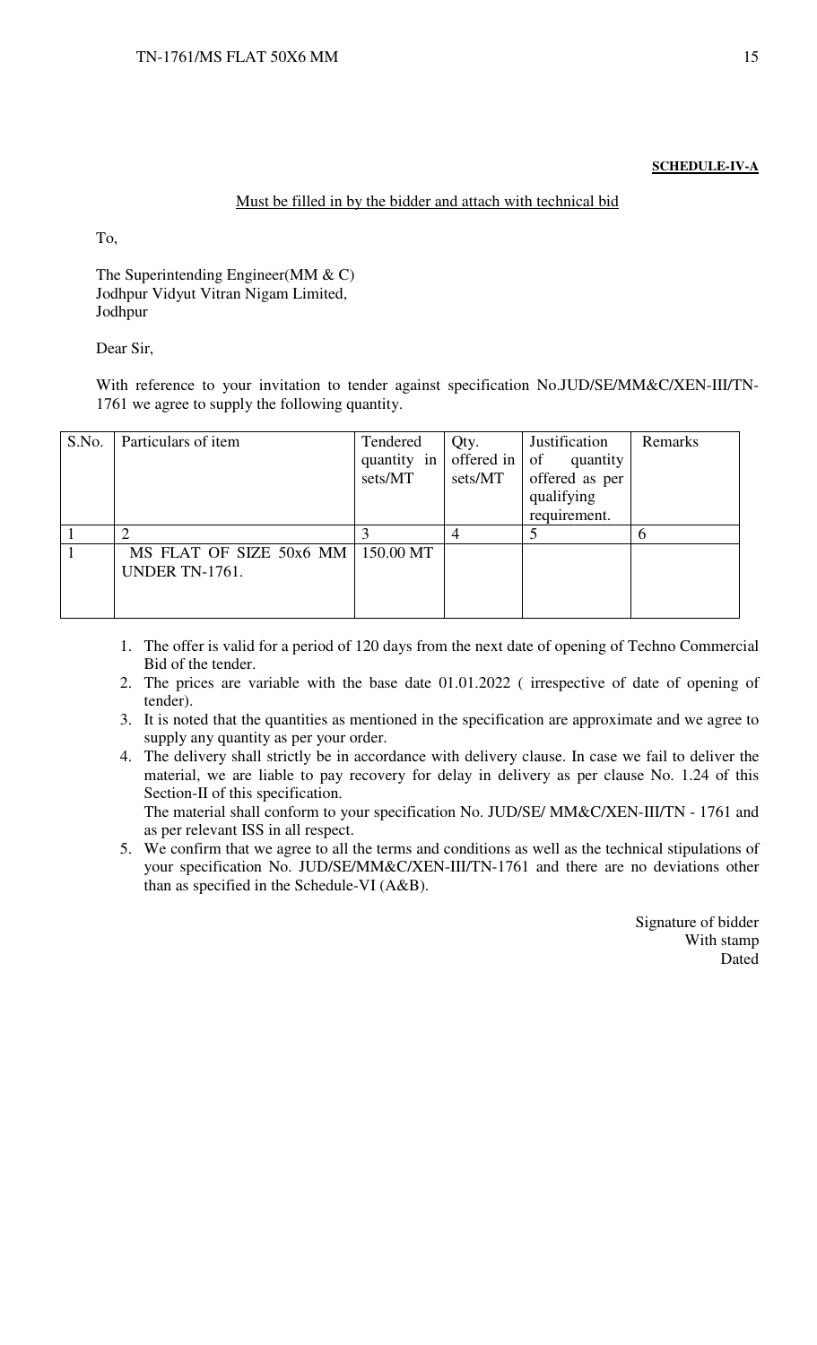**SCHEDULE-IV-A**

Must be filled in by the bidder and attach with technical bid

To,

The Superintending Engineer(MM & C)
Jodhpur Vidyut Vitran Nigam Limited,
Jodhpur

Dear Sir,

With reference to your invitation to tender against specification No.JUD/SE/MM&C/XEN-III/TN-1761 we agree to supply the following quantity.

| S.No. | Particulars of item | Tendered quantity in sets/MT | Qty. offered in sets/MT | Justification of quantity offered as per qualifying requirement. | Remarks |
|---|---|---|---|---|---|
| 1 | 2 | 3 | 4 | 5 | 6 |
| 1 | MS FLAT OF SIZE 50x6 MM UNDER TN-1761. | 150.00 MT | | | |

1. The offer is valid for a period of 120 days from the next date of opening of Techno Commercial Bid of the tender.
2. The prices are variable with the base date 01.01.2022 ( irrespective of date of opening of tender).
3. It is noted that the quantities as mentioned in the specification are approximate and we agree to supply any quantity as per your order.
4. The delivery shall strictly be in accordance with delivery clause. In case we fail to deliver the material, we are liable to pay recovery for delay in delivery as per clause No. 1.24 of this Section-II of this specification.
   The material shall conform to your specification No. JUD/SE/ MM&C/XEN-III/TN - 1761 and as per relevant ISS in all respect.
5. We confirm that we agree to all the terms and conditions as well as the technical stipulations of your specification No. JUD/SE/MM&C/XEN-III/TN-1761 and there are no deviations other than as specified in the Schedule-VI (A&B).

Signature of bidder
With stamp
Dated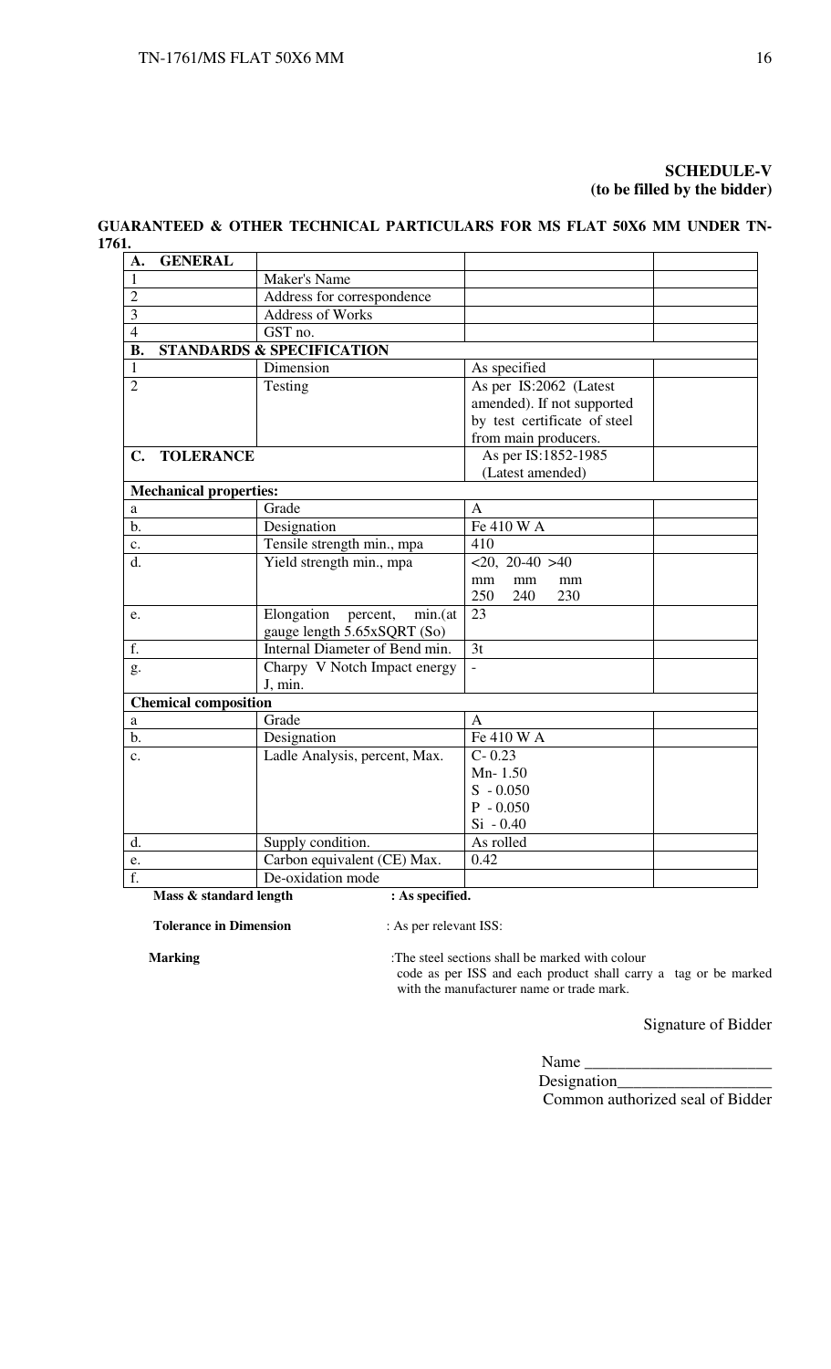**SCHEDULE-V**
**(to be filled by the bidder)**

**GUARANTEED & OTHER TECHNICAL PARTICULARS FOR MS FLAT 50X6 MM UNDER TN-1761.**

| **A. GENERAL** | | | |
|---|---|---|---|
| 1 | Maker's Name | | |
| 2 | Address for correspondence | | |
| 3 | Address of Works | | |
| 4 | GST no. | | |
| **B. STANDARDS & SPECIFICATION** | | | |
| 1 | Dimension | As specified | |
| 2 | Testing | As per IS:2062 (Latest amended). If not supported by test certificate of steel from main producers. | |
| **C. TOLERANCE** | | As per IS:1852-1985 (Latest amended) | |
| **Mechanical properties:** | | | |
| a | Grade | A | |
| b. | Designation | Fe 410 W A | |
| c. | Tensile strength min., mpa | 410 | |
| d. | Yield strength min., mpa | <20, 20-40 >40 mm mm mm 250 240 230 | |
| e. | Elongation percent, min.(at gauge length 5.65xSQRT (So) | 23 | |
| f. | Internal Diameter of Bend min. | 3t | |
| g. | Charpy V Notch Impact energy J, min. | - | |
| **Chemical composition** | | | |
| a | Grade | A | |
| b. | Designation | Fe 410 W A | |
| c. | Ladle Analysis, percent, Max. | C- 0.23<br>Mn- 1.50<br>S - 0.050<br>P - 0.050<br>Si - 0.40 | |
| d. | Supply condition. | As rolled | |
| e. | Carbon equivalent (CE) Max. | 0.42 | |
| f. | De-oxidation mode | | |

**Mass & standard length** **: As specified.**

**Tolerance in Dimension** : As per relevant ISS:

**Marking** :The steel sections shall be marked with colour code as per ISS and each product shall carry a tag or be marked with the manufacturer name or trade mark.

Signature of Bidder

Name ______________________

Designation__________________

Common authorized seal of Bidder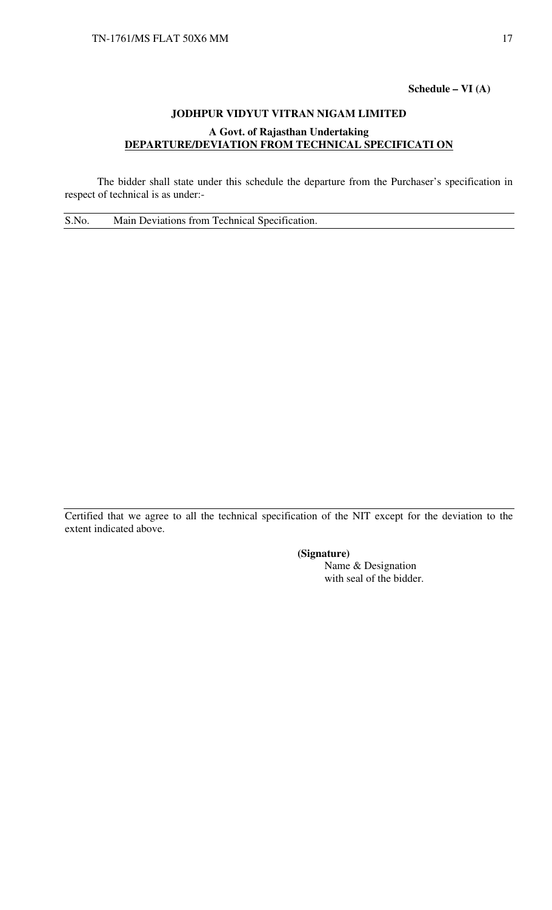**Schedule – VI (A)**

**JODHPUR VIDYUT VITRAN NIGAM LIMITED**

**A Govt. of Rajasthan Undertaking**

**DEPARTURE/DEVIATION FROM TECHNICAL SPECIFICATI ON**

The bidder shall state under this schedule the departure from the Purchaser's specification in respect of technical is as under:-

| S.No. | Main Deviations from Technical Specification. |
|---|---|
| | |

Certified that we agree to all the technical specification of the NIT except for the deviation to the extent indicated above.

**(Signature)**
Name & Designation
with seal of the bidder.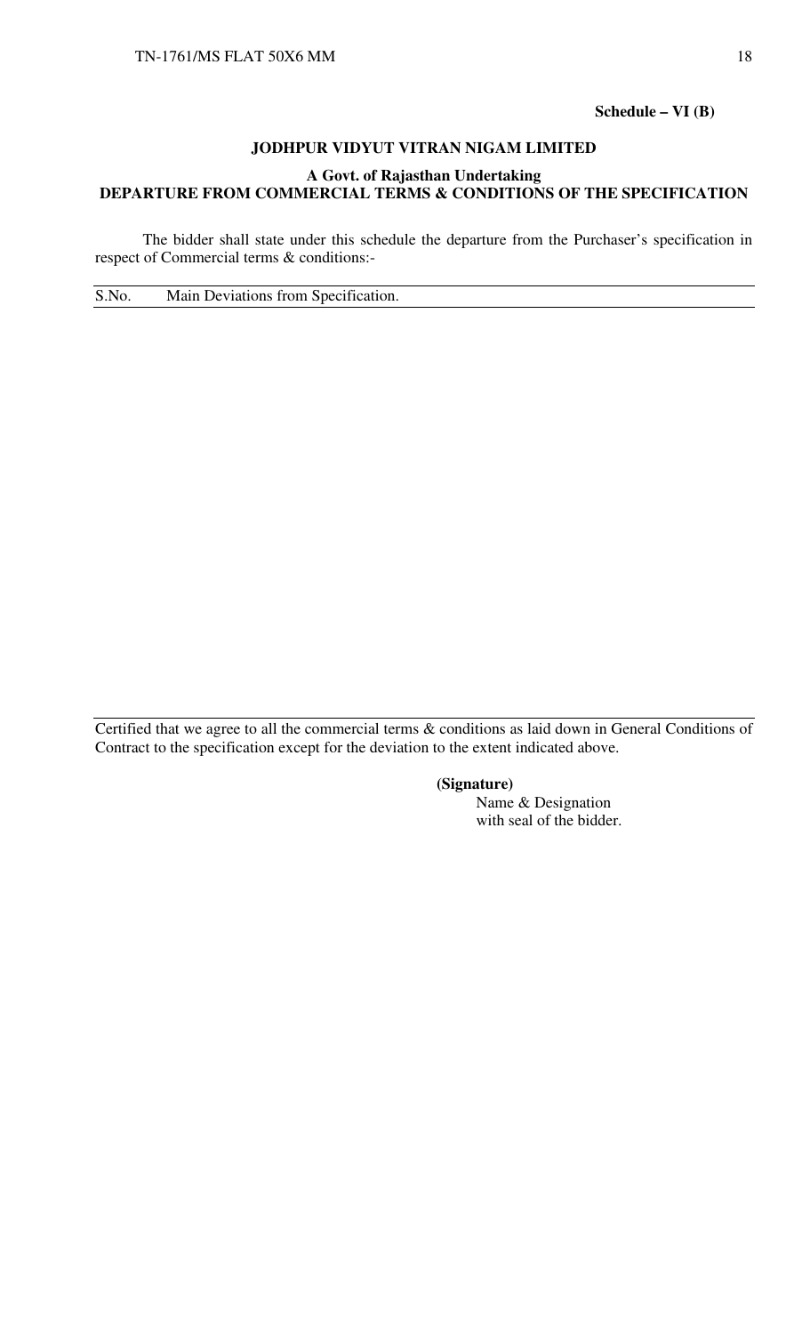**Schedule – VI (B)**

**JODHPUR VIDYUT VITRAN NIGAM LIMITED**

**A Govt. of Rajasthan Undertaking**

**DEPARTURE FROM COMMERCIAL TERMS & CONDITIONS OF THE SPECIFICATION**

The bidder shall state under this schedule the departure from the Purchaser's specification in respect of Commercial terms & conditions:-

| S.No. | Main Deviations from Specification. |
|---|---|
| | |

Certified that we agree to all the commercial terms & conditions as laid down in General Conditions of Contract to the specification except for the deviation to the extent indicated above.

**(Signature)**

Name & Designation
with seal of the bidder.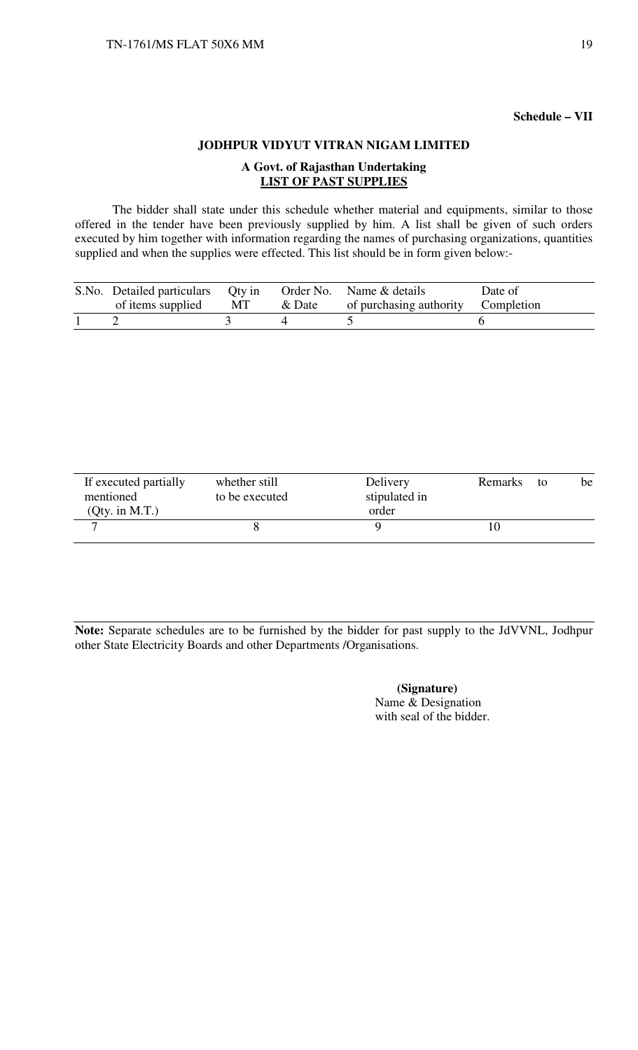**Schedule – VII**

**JODHPUR VIDYUT VITRAN NIGAM LIMITED**

**A Govt. of Rajasthan Undertaking**

**LIST OF PAST SUPPLIES**

The bidder shall state under this schedule whether material and equipments, similar to those offered in the tender have been previously supplied by him. A list shall be given of such orders executed by him together with information regarding the names of purchasing organizations, quantities supplied and when the supplies were effected. This list should be in form given below:-

| S.No. | Detailed particulars of items supplied | Qty in MT | Order No. & Date | Name & details of purchasing authority | Date of Completion |
|---|---|---|---|---|---|
| 1 | 2 | 3 | 4 | 5 | 6 |

| If executed partially mentioned (Qty. in M.T.) | whether still to be executed | Delivery stipulated in order | Remarks to be |
|---|---|---|---|
| 7 | 8 | 9 | 10 |

**Note:** Separate schedules are to be furnished by the bidder for past supply to the JdVVNL, Jodhpur other State Electricity Boards and other Departments /Organisations.

**(Signature)**
Name & Designation
with seal of the bidder.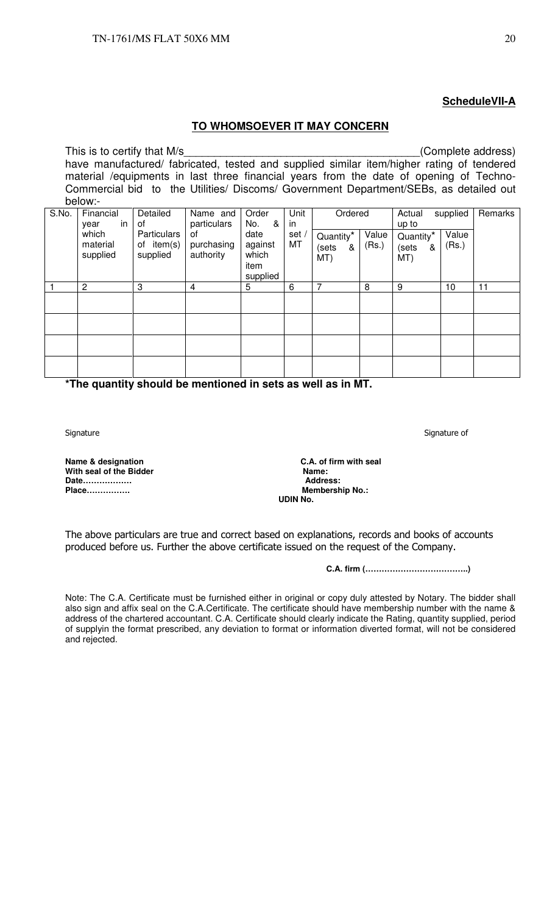**ScheduleVII-A**

**TO WHOMSOEVER IT MAY CONCERN**

This is to certify that M/s_______________________________________(Complete address) have manufactured/ fabricated, tested and supplied similar item/higher rating of tendered material /equipments in last three financial years from the date of opening of Techno-Commercial bid to the Utilities/ Discoms/ Government Department/SEBs, as detailed out below:-

| S.No. | Financial year in which material supplied | Detailed Particulars of item(s) supplied | Name and particulars of purchasing authority | Order No. & date against which item supplied | Unit in set / MT | Ordered | | Actual supplied up to | | Remarks |
|---|---|---|---|---|---|---|---|---|---|---|
| | | | | | | Quantity* (sets & MT) | Value (Rs.) | Quantity* (sets & MT) | Value (Rs.) | |
| 1 | 2 | 3 | 4 | 5 | 6 | 7 | 8 | 9 | 10 | 11 |
| | | | | | | | | | | |
| | | | | | | | | | | |
| | | | | | | | | | | |
| | | | | | | | | | | |

**\*The quantity should be mentioned in sets as well as in MT.**

Signature

**Name & designation**
**With seal of the Bidder**
**Date………………**
**Place…………….**

Signature of

**C.A. of firm with seal**
**Name:**
**Address:**
**Membership No.:**
**UDIN No.**

The above particulars are true and correct based on explanations, records and books of accounts produced before us. Further the above certificate issued on the request of the Company.

**C.A. firm (………………………………..)**

Note: The C.A. Certificate must be furnished either in original or copy duly attested by Notary. The bidder shall also sign and affix seal on the C.A.Certificate. The certificate should have membership number with the name & address of the chartered accountant. C.A. Certificate should clearly indicate the Rating, quantity supplied, period of supplyin the format prescribed, any deviation to format or information diverted format, will not be considered and rejected.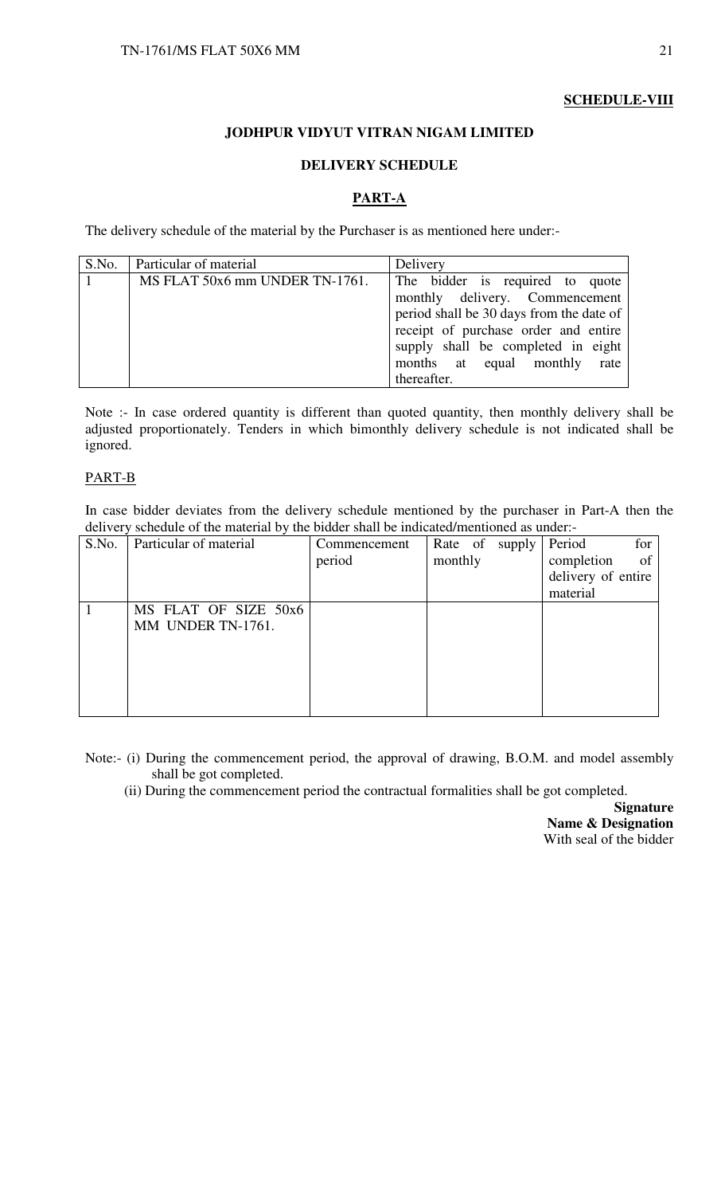**SCHEDULE-VIII**

**JODHPUR VIDYUT VITRAN NIGAM LIMITED**

**DELIVERY SCHEDULE**

**PART-A**

The delivery schedule of the material by the Purchaser is as mentioned here under:-

| S.No. | Particular of material | Delivery |
|---|---|---|
| 1 | MS FLAT 50x6 mm UNDER TN-1761. | The bidder is required to quote monthly delivery. Commencement period shall be 30 days from the date of receipt of purchase order and entire supply shall be completed in eight months at equal monthly rate thereafter. |

Note :- In case ordered quantity is different than quoted quantity, then monthly delivery shall be adjusted proportionately. Tenders in which bimonthly delivery schedule is not indicated shall be ignored.

PART-B

In case bidder deviates from the delivery schedule mentioned by the purchaser in Part-A then the delivery schedule of the material by the bidder shall be indicated/mentioned as under:-

| S.No. | Particular of material | Commencement period | Rate of supply monthly | Period for completion of delivery of entire material |
|---|---|---|---|---|
| 1 | MS FLAT OF SIZE 50x6 MM UNDER TN-1761. | | | |

Note:- (i) During the commencement period, the approval of drawing, B.O.M. and model assembly shall be got completed.

(ii) During the commencement period the contractual formalities shall be got completed.

**Signature**
**Name & Designation**
With seal of the bidder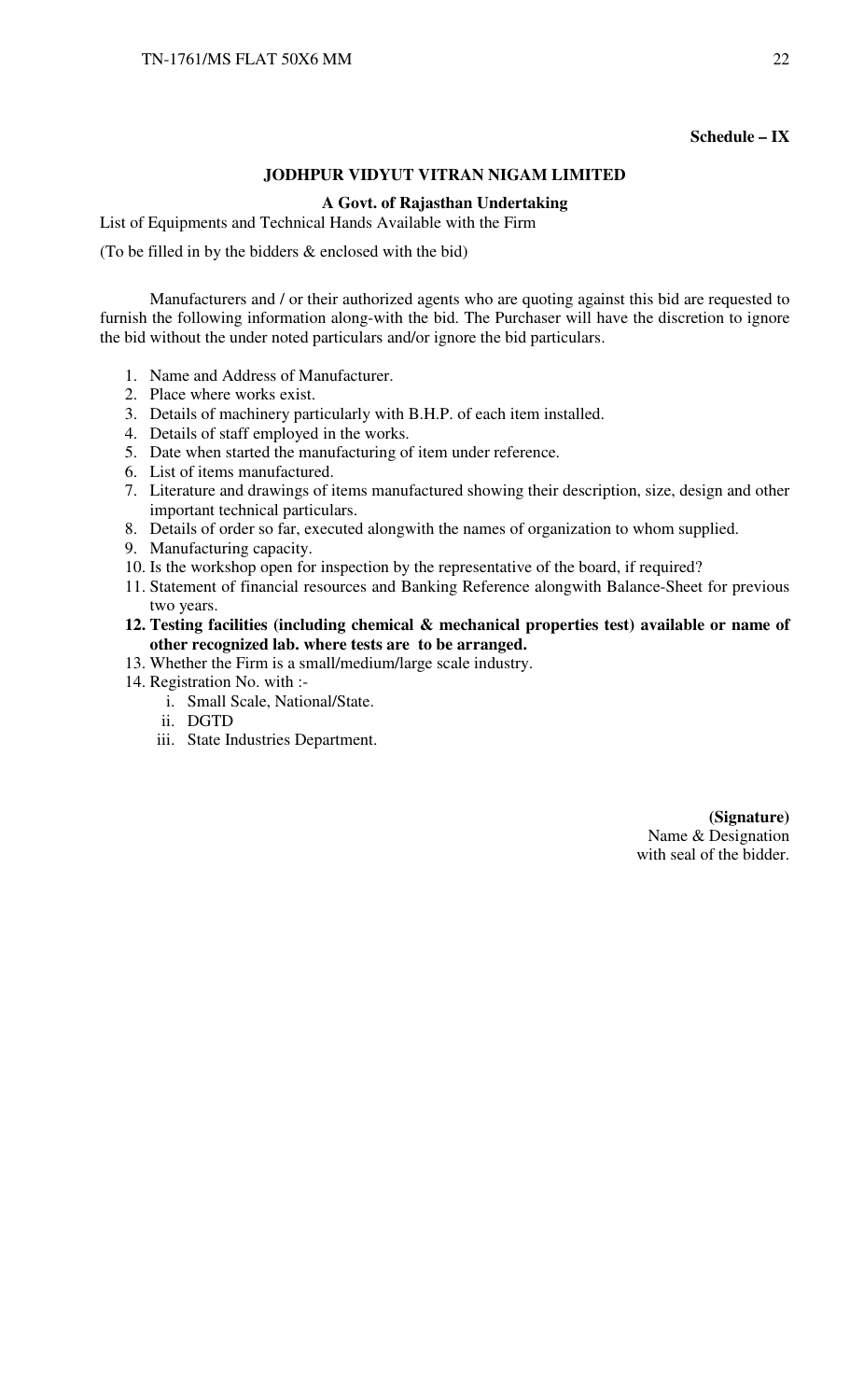**Schedule – IX**

**JODHPUR VIDYUT VITRAN NIGAM LIMITED**

**A Govt. of Rajasthan Undertaking**

List of Equipments and Technical Hands Available with the Firm

(To be filled in by the bidders & enclosed with the bid)

Manufacturers and / or their authorized agents who are quoting against this bid are requested to furnish the following information along-with the bid. The Purchaser will have the discretion to ignore the bid without the under noted particulars and/or ignore the bid particulars.

1. Name and Address of Manufacturer.
2. Place where works exist.
3. Details of machinery particularly with B.H.P. of each item installed.
4. Details of staff employed in the works.
5. Date when started the manufacturing of item under reference.
6. List of items manufactured.
7. Literature and drawings of items manufactured showing their description, size, design and other important technical particulars.
8. Details of order so far, executed alongwith the names of organization to whom supplied.
9. Manufacturing capacity.
10. Is the workshop open for inspection by the representative of the board, if required?
11. Statement of financial resources and Banking Reference alongwith Balance-Sheet for previous two years.
12. **Testing facilities (including chemical & mechanical properties test) available or name of other recognized lab. where tests are to be arranged.**
13. Whether the Firm is a small/medium/large scale industry.
14. Registration No. with :-
    - i. Small Scale, National/State.
    - ii. DGTD
    - iii. State Industries Department.

**(Signature)**
Name & Designation
with seal of the bidder.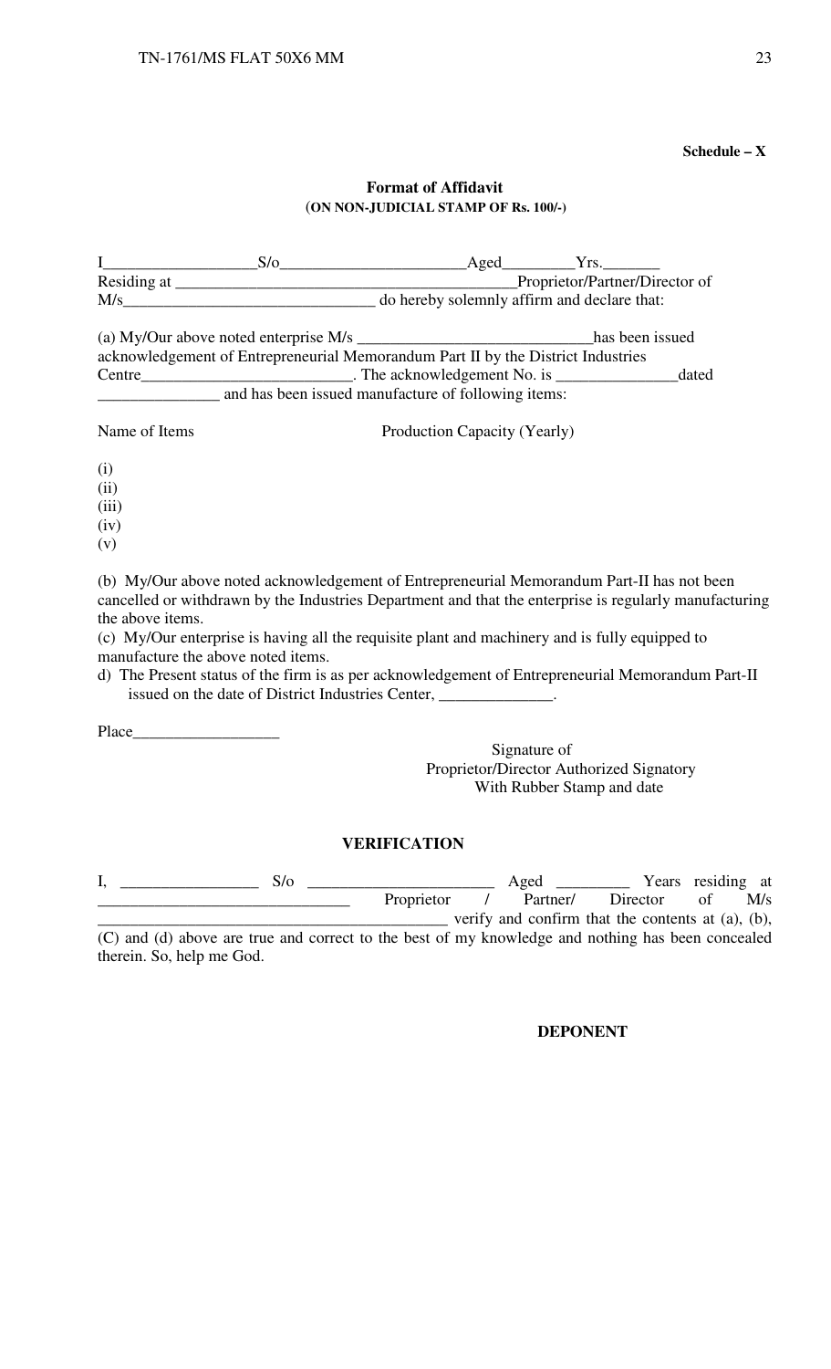**Schedule – X**

**Format of Affidavit**
(**ON NON-JUDICIAL STAMP OF Rs. 100/-**)

I__________________S/o______________________Aged_________Yrs._______
Residing at ___________________________________________Proprietor/Partner/Director of
M/s_______________________________ do hereby solemnly affirm and declare that:

(a) My/Our above noted enterprise M/s _____________________________has been issued acknowledgement of Entrepreneurial Memorandum Part II by the District Industries Centre__________________________. The acknowledgement No. is _______________dated _______________ and has been issued manufacture of following items:

Name of Items Production Capacity (Yearly)

(i)
(ii)
(iii)
(iv)
(v)

(b) My/Our above noted acknowledgement of Entrepreneurial Memorandum Part-II has not been cancelled or withdrawn by the Industries Department and that the enterprise is regularly manufacturing the above items.
(c) My/Our enterprise is having all the requisite plant and machinery and is fully equipped to manufacture the above noted items.
d) The Present status of the firm is as per acknowledgement of Entrepreneurial Memorandum Part-II issued on the date of District Industries Center, ______________.

Place__________________

Signature of
Proprietor/Director Authorized Signatory
With Rubber Stamp and date

**VERIFICATION**

I, ________________ S/o ______________________ Aged _________ Years residing at ______________________________ Proprietor / Partner/ Director of M/s __________________________________________ verify and confirm that the contents at (a), (b), (C) and (d) above are true and correct to the best of my knowledge and nothing has been concealed therein. So, help me God.

**DEPONENT**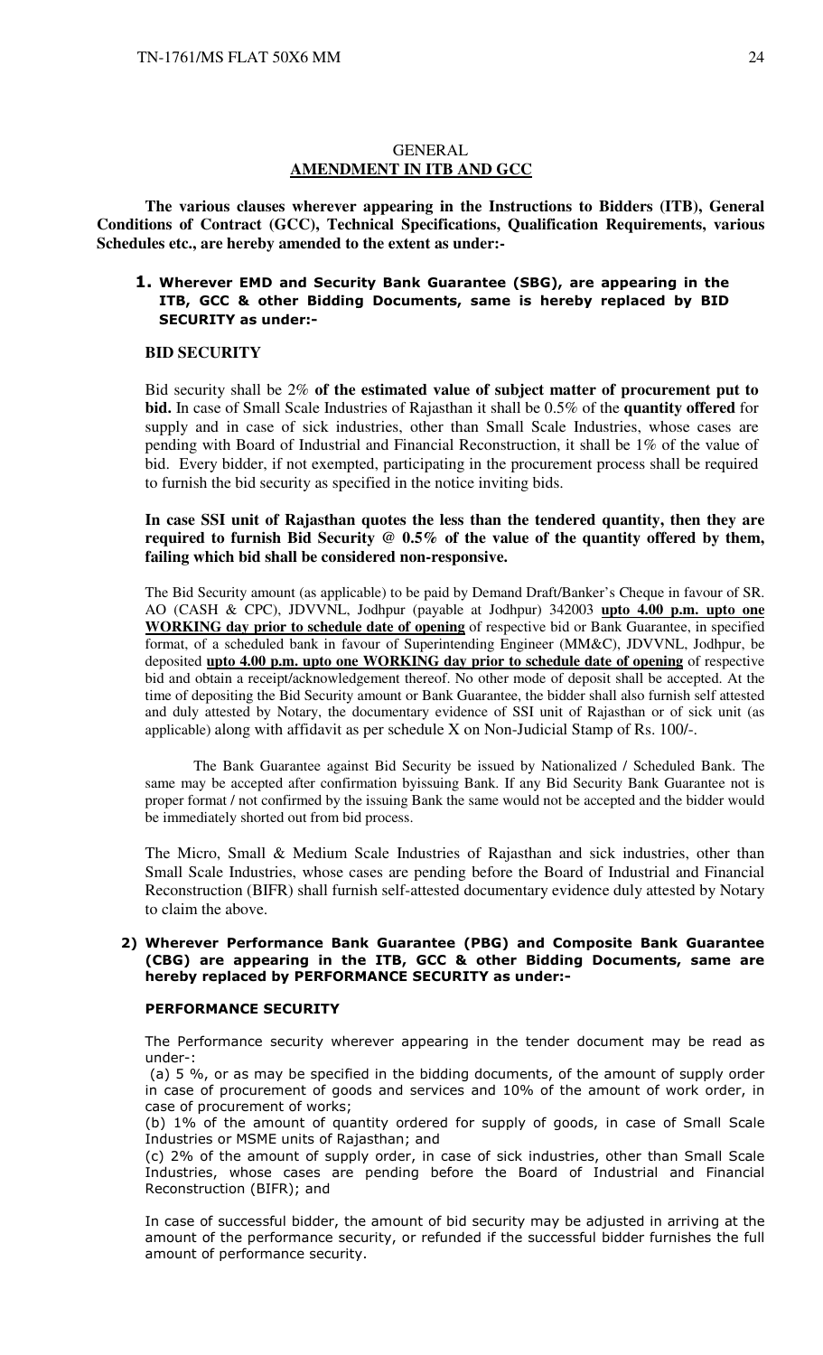# GENERAL

## AMENDMENT IN ITB AND GCC

**The various clauses wherever appearing in the Instructions to Bidders (ITB), General Conditions of Contract (GCC), Technical Specifications, Qualification Requirements, various Schedules etc., are hereby amended to the extent as under:-**

**1. Wherever EMD and Security Bank Guarantee (SBG), are appearing in the ITB, GCC & other Bidding Documents, same is hereby replaced by BID SECURITY as under:-**

**BID SECURITY**

Bid security shall be 2% **of the estimated value of subject matter of procurement put to bid.** In case of Small Scale Industries of Rajasthan it shall be 0.5% of the **quantity offered** for supply and in case of sick industries, other than Small Scale Industries, whose cases are pending with Board of Industrial and Financial Reconstruction, it shall be 1% of the value of bid. Every bidder, if not exempted, participating in the procurement process shall be required to furnish the bid security as specified in the notice inviting bids.

**In case SSI unit of Rajasthan quotes the less than the tendered quantity, then they are required to furnish Bid Security @ 0.5% of the value of the quantity offered by them, failing which bid shall be considered non-responsive.**

The Bid Security amount (as applicable) to be paid by Demand Draft/Banker's Cheque in favour of SR. AO (CASH & CPC), JDVVNL, Jodhpur (payable at Jodhpur) 342003 **upto 4.00 p.m. upto one WORKING day prior to schedule date of opening** of respective bid or Bank Guarantee, in specified format, of a scheduled bank in favour of Superintending Engineer (MM&C), JDVVNL, Jodhpur, be deposited **upto 4.00 p.m. upto one WORKING day prior to schedule date of opening** of respective bid and obtain a receipt/acknowledgement thereof. No other mode of deposit shall be accepted. At the time of depositing the Bid Security amount or Bank Guarantee, the bidder shall also furnish self attested and duly attested by Notary, the documentary evidence of SSI unit of Rajasthan or of sick unit (as applicable) along with affidavit as per schedule X on Non-Judicial Stamp of Rs. 100/-.

The Bank Guarantee against Bid Security be issued by Nationalized / Scheduled Bank. The same may be accepted after confirmation byissuing Bank. If any Bid Security Bank Guarantee not is proper format / not confirmed by the issuing Bank the same would not be accepted and the bidder would be immediately shorted out from bid process.

The Micro, Small & Medium Scale Industries of Rajasthan and sick industries, other than Small Scale Industries, whose cases are pending before the Board of Industrial and Financial Reconstruction (BIFR) shall furnish self-attested documentary evidence duly attested by Notary to claim the above.

**2) Wherever Performance Bank Guarantee (PBG) and Composite Bank Guarantee (CBG) are appearing in the ITB, GCC & other Bidding Documents, same are hereby replaced by PERFORMANCE SECURITY as under:-**

**PERFORMANCE SECURITY**

The Performance security wherever appearing in the tender document may be read as under-:

(a) 5 %, or as may be specified in the bidding documents, of the amount of supply order in case of procurement of goods and services and 10% of the amount of work order, in case of procurement of works;

(b) 1% of the amount of quantity ordered for supply of goods, in case of Small Scale Industries or MSME units of Rajasthan; and

(c) 2% of the amount of supply order, in case of sick industries, other than Small Scale Industries, whose cases are pending before the Board of Industrial and Financial Reconstruction (BIFR); and

In case of successful bidder, the amount of bid security may be adjusted in arriving at the amount of the performance security, or refunded if the successful bidder furnishes the full amount of performance security.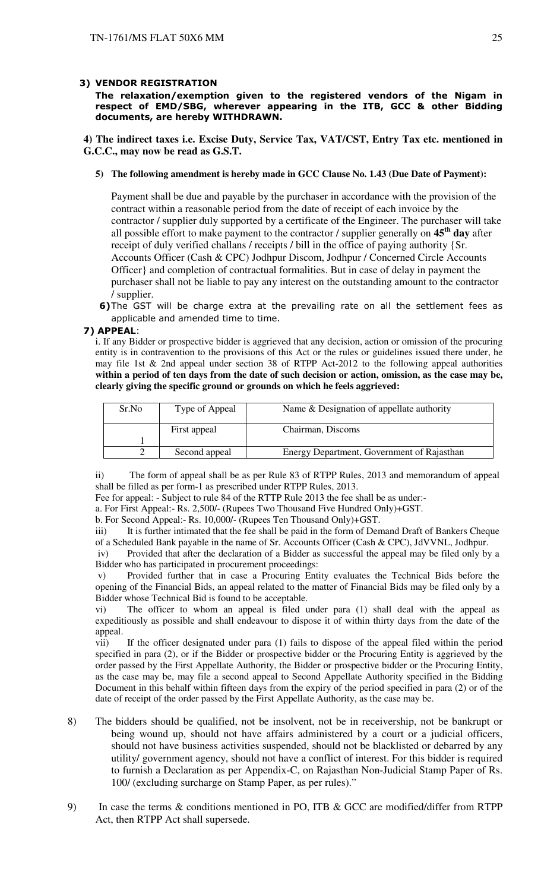**3) VENDOR REGISTRATION**

**The relaxation/exemption given to the registered vendors of the Nigam in respect of EMD/SBG, wherever appearing in the ITB, GCC & other Bidding documents, are hereby WITHDRAWN.**

**4) The indirect taxes i.e. Excise Duty, Service Tax, VAT/CST, Entry Tax etc. mentioned in G.C.C., may now be read as G.S.T.**

**5) The following amendment is hereby made in GCC Clause No. 1.43 (Due Date of Payment):**

Payment shall be due and payable by the purchaser in accordance with the provision of the contract within a reasonable period from the date of receipt of each invoice by the contractor / supplier duly supported by a certificate of the Engineer. The purchaser will take all possible effort to make payment to the contractor / supplier generally on **45th day** after receipt of duly verified challans / receipts / bill in the office of paying authority {Sr. Accounts Officer (Cash & CPC) Jodhpur Discom, Jodhpur / Concerned Circle Accounts Officer} and completion of contractual formalities. But in case of delay in payment the purchaser shall not be liable to pay any interest on the outstanding amount to the contractor / supplier.

**6)** The GST will be charge extra at the prevailing rate on all the settlement fees as applicable and amended time to time.

**7) APPEAL**:

i. If any Bidder or prospective bidder is aggrieved that any decision, action or omission of the procuring entity is in contravention to the provisions of this Act or the rules or guidelines issued there under, he may file 1st & 2nd appeal under section 38 of RTPP Act-2012 to the following appeal authorities **within a period of ten days from the date of such decision or action, omission, as the case may be, clearly giving the specific ground or grounds on which he feels aggrieved:**

| Sr.No | Type of Appeal | Name & Designation of appellate authority |
|---|---|---|
| 1 | First appeal | Chairman, Discoms |
| 2 | Second appeal | Energy Department, Government of Rajasthan |

ii) The form of appeal shall be as per Rule 83 of RTPP Rules, 2013 and memorandum of appeal shall be filled as per form-1 as prescribed under RTPP Rules, 2013.

Fee for appeal: - Subject to rule 84 of the RTTP Rule 2013 the fee shall be as under:-

a. For First Appeal:- Rs. 2,500/- (Rupees Two Thousand Five Hundred Only)+GST.

b. For Second Appeal:- Rs. 10,000/- (Rupees Ten Thousand Only)+GST.

iii) It is further intimated that the fee shall be paid in the form of Demand Draft of Bankers Cheque of a Scheduled Bank payable in the name of Sr. Accounts Officer (Cash & CPC), JdVVNL, Jodhpur.

iv) Provided that after the declaration of a Bidder as successful the appeal may be filed only by a Bidder who has participated in procurement proceedings:

v) Provided further that in case a Procuring Entity evaluates the Technical Bids before the opening of the Financial Bids, an appeal related to the matter of Financial Bids may be filed only by a Bidder whose Technical Bid is found to be acceptable.

vi) The officer to whom an appeal is filed under para (1) shall deal with the appeal as expeditiously as possible and shall endeavour to dispose it of within thirty days from the date of the appeal.

vii) If the officer designated under para (1) fails to dispose of the appeal filed within the period specified in para (2), or if the Bidder or prospective bidder or the Procuring Entity is aggrieved by the order passed by the First Appellate Authority, the Bidder or prospective bidder or the Procuring Entity, as the case may be, may file a second appeal to Second Appellate Authority specified in the Bidding Document in this behalf within fifteen days from the expiry of the period specified in para (2) or of the date of receipt of the order passed by the First Appellate Authority, as the case may be.

8) The bidders should be qualified, not be insolvent, not be in receivership, not be bankrupt or being wound up, should not have affairs administered by a court or a judicial officers, should not have business activities suspended, should not be blacklisted or debarred by any utility/ government agency, should not have a conflict of interest. For this bidder is required to furnish a Declaration as per Appendix-C, on Rajasthan Non-Judicial Stamp Paper of Rs. 100/ (excluding surcharge on Stamp Paper, as per rules)."

9) In case the terms & conditions mentioned in PO, ITB & GCC are modified/differ from RTPP Act, then RTPP Act shall supersede.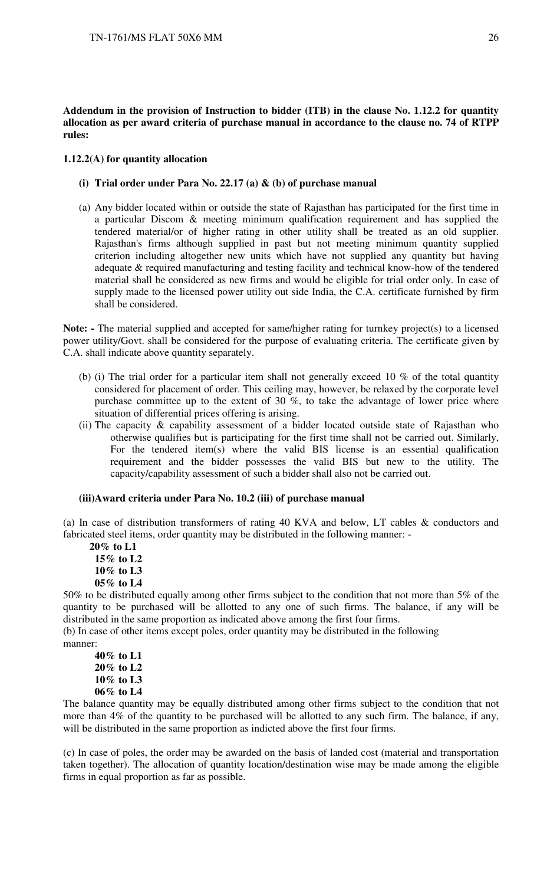**Addendum in the provision of Instruction to bidder (ITB) in the clause No. 1.12.2 for quantity allocation as per award criteria of purchase manual in accordance to the clause no. 74 of RTPP rules:**

**1.12.2(A) for quantity allocation**

**(i) Trial order under Para No. 22.17 (a) & (b) of purchase manual**

(a) Any bidder located within or outside the state of Rajasthan has participated for the first time in a particular Discom & meeting minimum qualification requirement and has supplied the tendered material/or of higher rating in other utility shall be treated as an old supplier. Rajasthan's firms although supplied in past but not meeting minimum quantity supplied criterion including altogether new units which have not supplied any quantity but having adequate & required manufacturing and testing facility and technical know-how of the tendered material shall be considered as new firms and would be eligible for trial order only. In case of supply made to the licensed power utility out side India, the C.A. certificate furnished by firm shall be considered.

**Note: -** The material supplied and accepted for same/higher rating for turnkey project(s) to a licensed power utility/Govt. shall be considered for the purpose of evaluating criteria. The certificate given by C.A. shall indicate above quantity separately.

(b) (i) The trial order for a particular item shall not generally exceed 10 % of the total quantity considered for placement of order. This ceiling may, however, be relaxed by the corporate level purchase committee up to the extent of 30 %, to take the advantage of lower price where situation of differential prices offering is arising.

(ii) The capacity & capability assessment of a bidder located outside state of Rajasthan who otherwise qualifies but is participating for the first time shall not be carried out. Similarly, For the tendered item(s) where the valid BIS license is an essential qualification requirement and the bidder possesses the valid BIS but new to the utility. The capacity/capability assessment of such a bidder shall also not be carried out.

**(iii)Award criteria under Para No. 10.2 (iii) of purchase manual**

(a) In case of distribution transformers of rating 40 KVA and below, LT cables & conductors and fabricated steel items, order quantity may be distributed in the following manner: -

**20% to L1**
**15% to L2**
**10% to L3**
**05% to L4**

50% to be distributed equally among other firms subject to the condition that not more than 5% of the quantity to be purchased will be allotted to any one of such firms. The balance, if any will be distributed in the same proportion as indicated above among the first four firms.

(b) In case of other items except poles, order quantity may be distributed in the following manner:

**40% to L1**
**20% to L2**
**10% to L3**
**06% to L4**

The balance quantity may be equally distributed among other firms subject to the condition that not more than 4% of the quantity to be purchased will be allotted to any such firm. The balance, if any, will be distributed in the same proportion as indicted above the first four firms.

(c) In case of poles, the order may be awarded on the basis of landed cost (material and transportation taken together). The allocation of quantity location/destination wise may be made among the eligible firms in equal proportion as far as possible.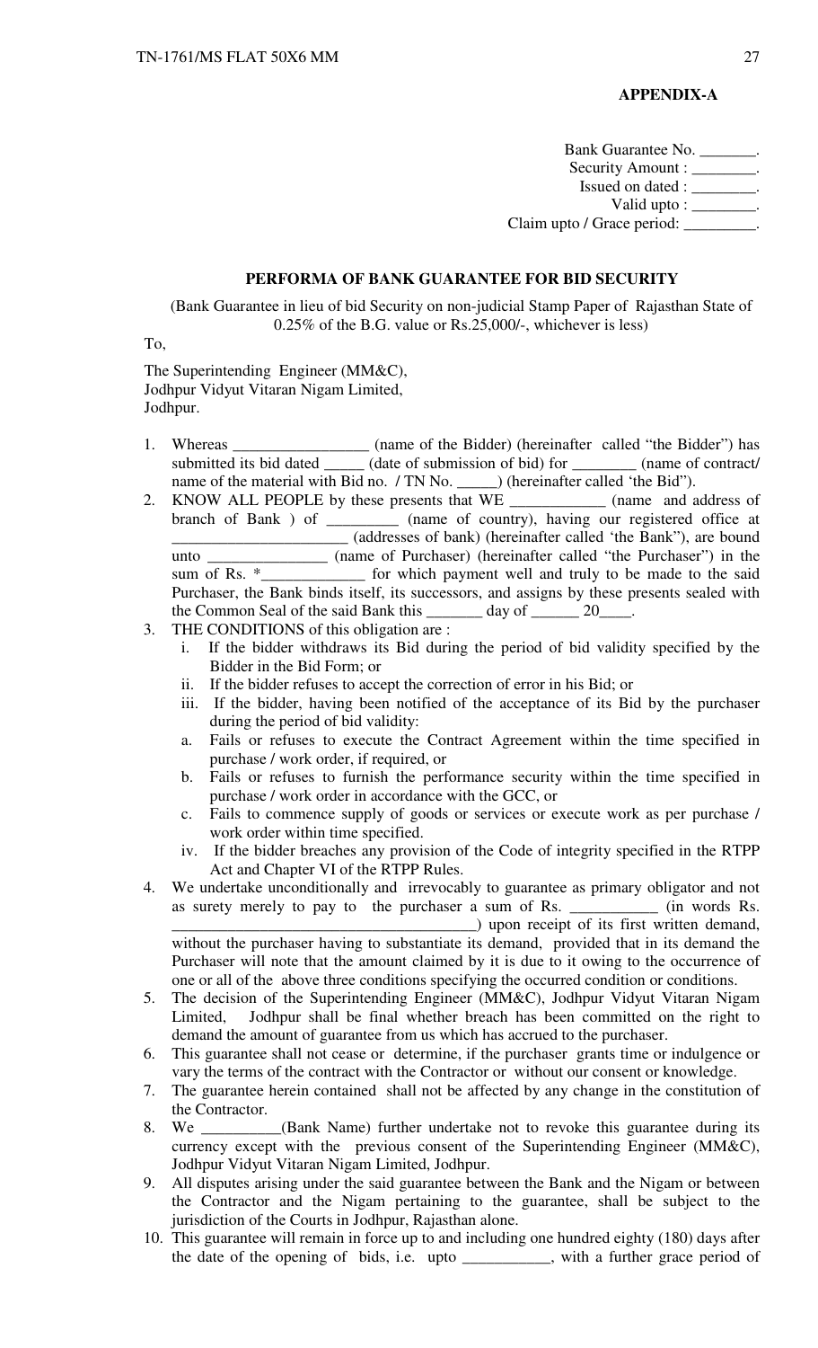**APPENDIX-A**

Bank Guarantee No. _______.
Security Amount : ________.
Issued on dated : ________.
Valid upto : ________.
Claim upto / Grace period: _________.

**PERFORMA OF BANK GUARANTEE FOR BID SECURITY**

(Bank Guarantee in lieu of bid Security on non-judicial Stamp Paper of Rajasthan State of 0.25% of the B.G. value or Rs.25,000/-, whichever is less)

To,

The Superintending Engineer (MM&C),
Jodhpur Vidyut Vitaran Nigam Limited,
Jodhpur.

1. Whereas _________________ (name of the Bidder) (hereinafter called "the Bidder") has submitted its bid dated _____ (date of submission of bid) for ________ (name of contract/ name of the material with Bid no. / TN No. _____) (hereinafter called 'the Bid").
2. KNOW ALL PEOPLE by these presents that WE ____________ (name and address of branch of Bank ) of _________ (name of country), having our registered office at ______________________ (addresses of bank) (hereinafter called 'the Bank"), are bound unto _______________ (name of Purchaser) (hereinafter called "the Purchaser") in the sum of Rs. *_____________ for which payment well and truly to be made to the said Purchaser, the Bank binds itself, its successors, and assigns by these presents sealed with the Common Seal of the said Bank this _______ day of ______ 20____.
3. THE CONDITIONS of this obligation are :
   i. If the bidder withdraws its Bid during the period of bid validity specified by the Bidder in the Bid Form; or
   ii. If the bidder refuses to accept the correction of error in his Bid; or
   iii. If the bidder, having been notified of the acceptance of its Bid by the purchaser during the period of bid validity:
      a. Fails or refuses to execute the Contract Agreement within the time specified in purchase / work order, if required, or
      b. Fails or refuses to furnish the performance security within the time specified in purchase / work order in accordance with the GCC, or
      c. Fails to commence supply of goods or services or execute work as per purchase / work order within time specified.
   iv. If the bidder breaches any provision of the Code of integrity specified in the RTPP Act and Chapter VI of the RTPP Rules.
4. We undertake unconditionally and irrevocably to guarantee as primary obligator and not as surety merely to pay to the purchaser a sum of Rs. ___________ (in words Rs. ______________________________________) upon receipt of its first written demand, without the purchaser having to substantiate its demand, provided that in its demand the Purchaser will note that the amount claimed by it is due to it owing to the occurrence of one or all of the above three conditions specifying the occurred condition or conditions.
5. The decision of the Superintending Engineer (MM&C), Jodhpur Vidyut Vitaran Nigam Limited, Jodhpur shall be final whether breach has been committed on the right to demand the amount of guarantee from us which has accrued to the purchaser.
6. This guarantee shall not cease or determine, if the purchaser grants time or indulgence or vary the terms of the contract with the Contractor or without our consent or knowledge.
7. The guarantee herein contained shall not be affected by any change in the constitution of the Contractor.
8. We __________(Bank Name) further undertake not to revoke this guarantee during its currency except with the previous consent of the Superintending Engineer (MM&C), Jodhpur Vidyut Vitaran Nigam Limited, Jodhpur.
9. All disputes arising under the said guarantee between the Bank and the Nigam or between the Contractor and the Nigam pertaining to the guarantee, shall be subject to the jurisdiction of the Courts in Jodhpur, Rajasthan alone.
10. This guarantee will remain in force up to and including one hundred eighty (180) days after the date of the opening of bids, i.e. upto ___________, with a further grace period of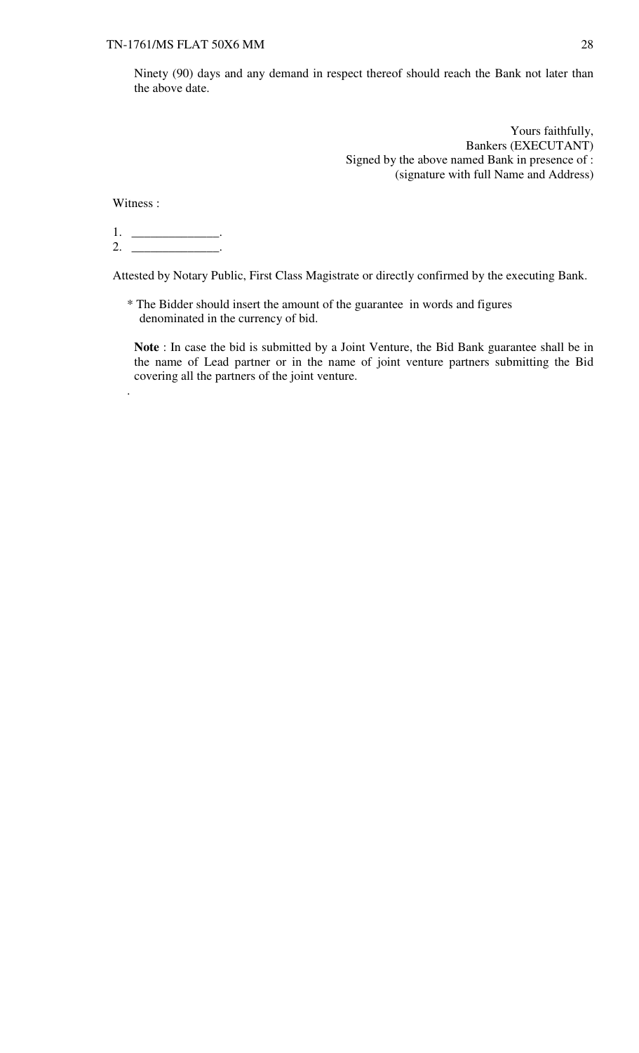Ninety (90) days and any demand in respect thereof should reach the Bank not later than the above date.

Yours faithfully,
Bankers (EXECUTANT)
Signed by the above named Bank in presence of :
(signature with full Name and Address)

Witness :

1. ______________.
2. ______________.

Attested by Notary Public, First Class Magistrate or directly confirmed by the executing Bank.

* The Bidder should insert the amount of the guarantee in words and figures denominated in the currency of bid.

**Note** : In case the bid is submitted by a Joint Venture, the Bid Bank guarantee shall be in the name of Lead partner or in the name of joint venture partners submitting the Bid covering all the partners of the joint venture.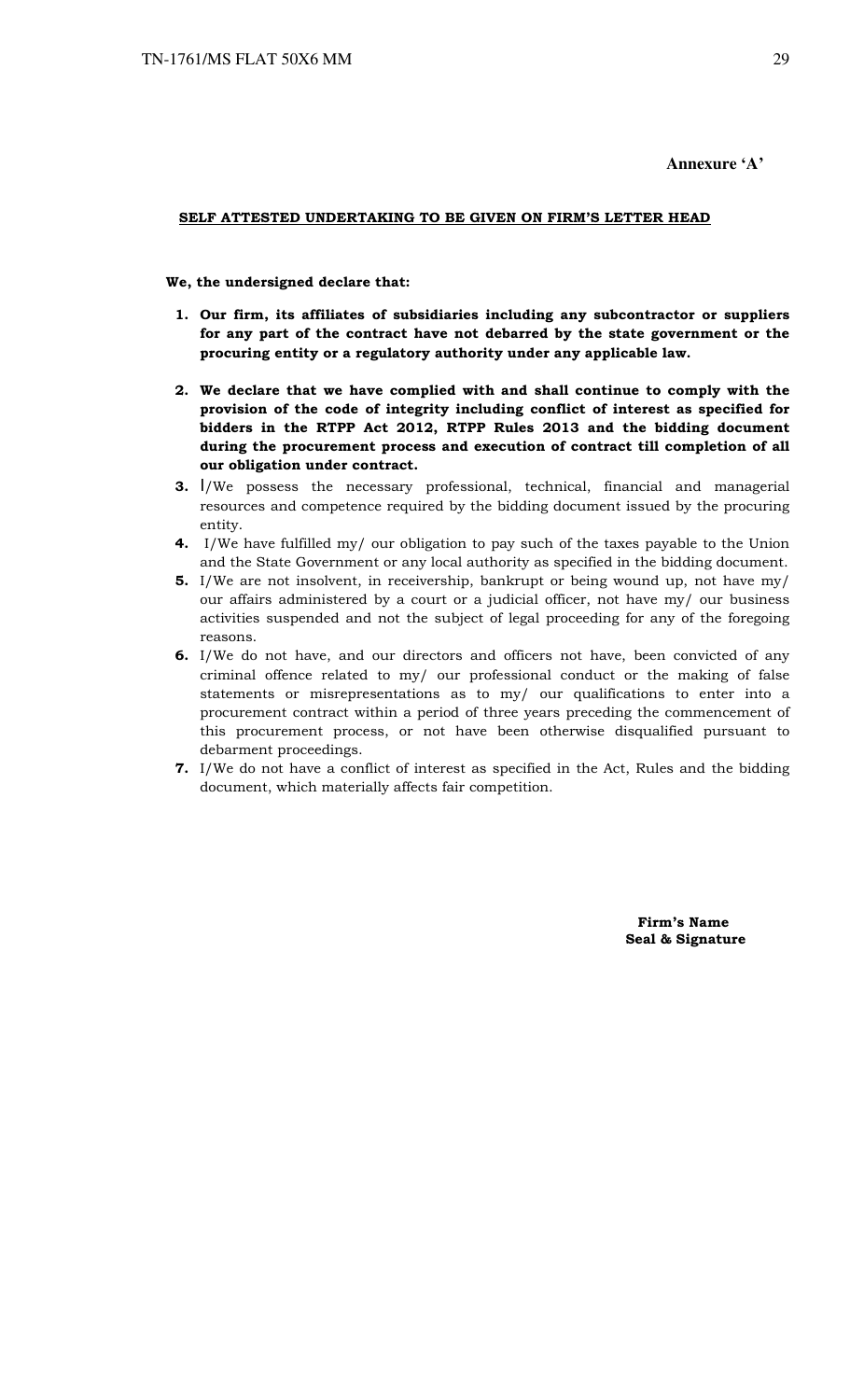**Annexure 'A'**

**SELF ATTESTED UNDERTAKING TO BE GIVEN ON FIRM'S LETTER HEAD**

**We, the undersigned declare that:**

1. **Our firm, its affiliates of subsidiaries including any subcontractor or suppliers for any part of the contract have not debarred by the state government or the procuring entity or a regulatory authority under any applicable law.**
2. **We declare that we have complied with and shall continue to comply with the provision of the code of integrity including conflict of interest as specified for bidders in the RTPP Act 2012, RTPP Rules 2013 and the bidding document during the procurement process and execution of contract till completion of all our obligation under contract.**
3. I/We possess the necessary professional, technical, financial and managerial resources and competence required by the bidding document issued by the procuring entity.
4. I/We have fulfilled my/ our obligation to pay such of the taxes payable to the Union and the State Government or any local authority as specified in the bidding document.
5. I/We are not insolvent, in receivership, bankrupt or being wound up, not have my/ our affairs administered by a court or a judicial officer, not have my/ our business activities suspended and not the subject of legal proceeding for any of the foregoing reasons.
6. I/We do not have, and our directors and officers not have, been convicted of any criminal offence related to my/ our professional conduct or the making of false statements or misrepresentations as to my/ our qualifications to enter into a procurement contract within a period of three years preceding the commencement of this procurement process, or not have been otherwise disqualified pursuant to debarment proceedings.
7. I/We do not have a conflict of interest as specified in the Act, Rules and the bidding document, which materially affects fair competition.

**Firm's Name**
**Seal & Signature**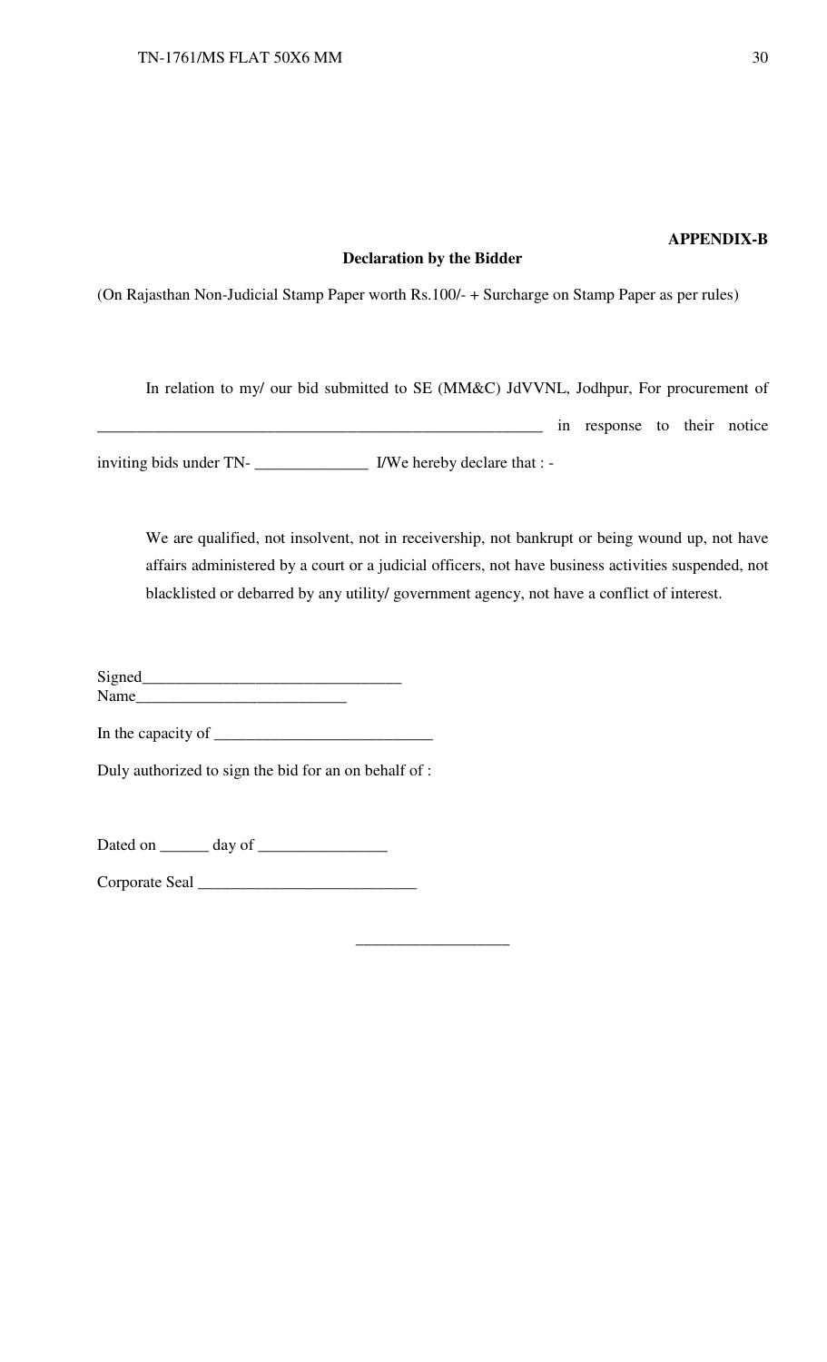**APPENDIX-B**

**Declaration by the Bidder**

(On Rajasthan Non-Judicial Stamp Paper worth Rs.100/- + Surcharge on Stamp Paper as per rules)

In relation to my/ our bid submitted to SE (MM&C) JdVVNL, Jodhpur, For procurement of ________________________________________________________ in response to their notice inviting bids under TN- ______________ I/We hereby declare that : -

We are qualified, not insolvent, not in receivership, not bankrupt or being wound up, not have affairs administered by a court or a judicial officers, not have business activities suspended, not blacklisted or debarred by any utility/ government agency, not have a conflict of interest.

Signed________________________________
Name__________________________

In the capacity of ___________________________

Duly authorized to sign the bid for an on behalf of :

Dated on ______ day of ________________

Corporate Seal ___________________________

___________________